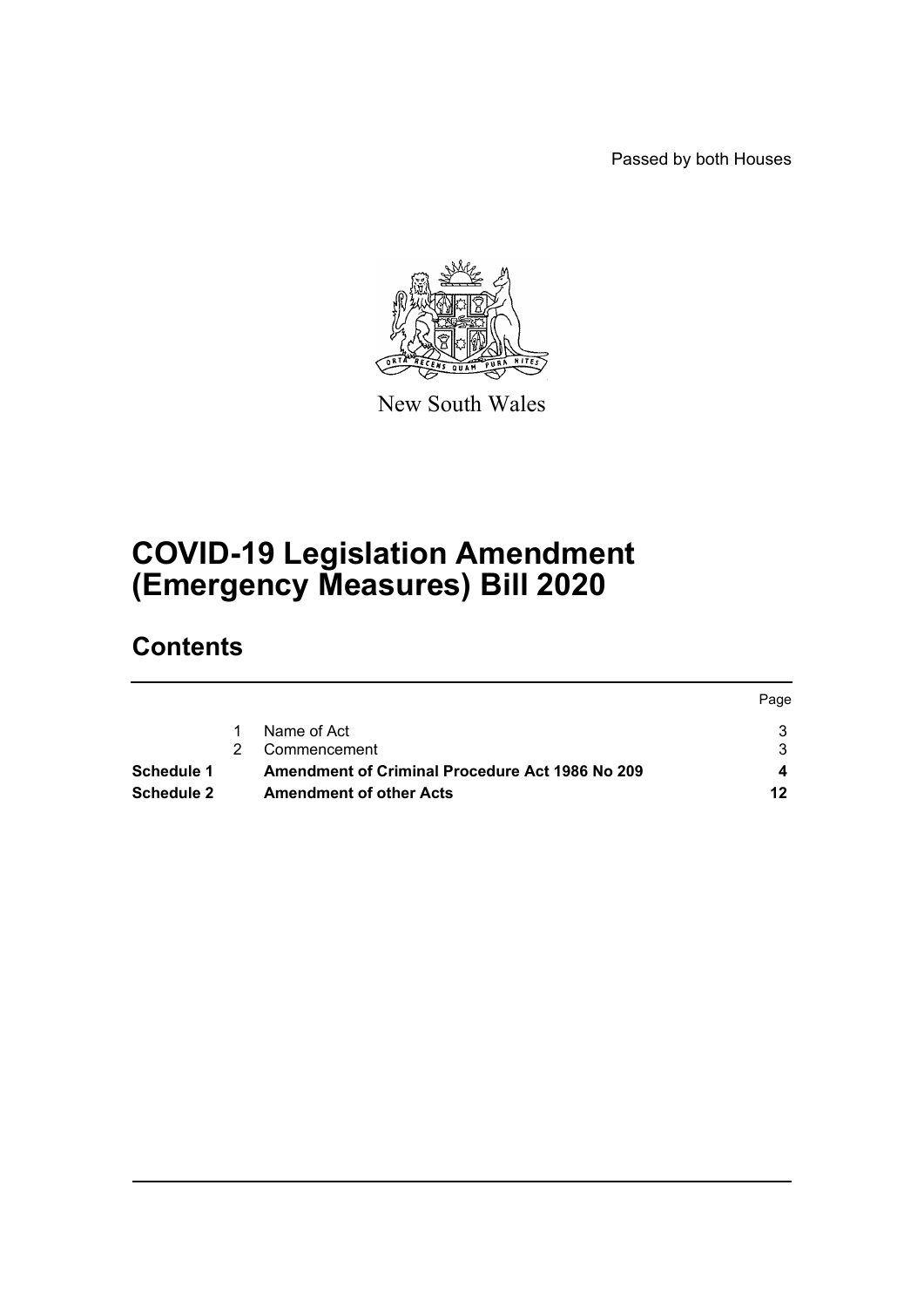Passed by both Houses

New South Wales

# COVID-19 Legislation Amendment (Emergency Measures) Bill 2020

## Contents

| | | | Page |
|---|---|---|---|
| | 1 | Name of Act | 3 |
| | 2 | Commencement | 3 |
| **Schedule 1** | | **Amendment of Criminal Procedure Act 1986 No 209** | **4** |
| **Schedule 2** | | **Amendment of other Acts** | **12** |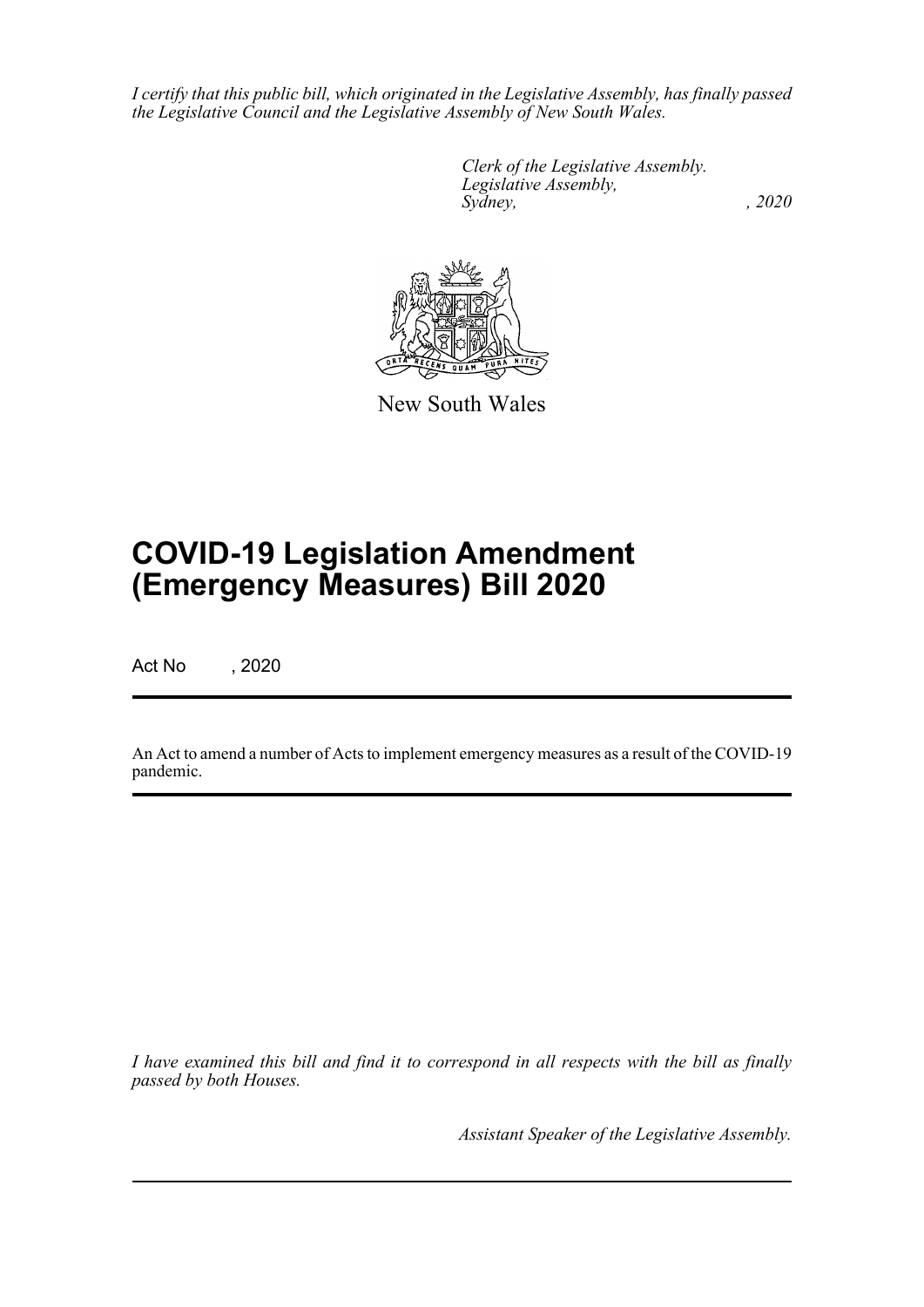*I certify that this public bill, which originated in the Legislative Assembly, has finally passed the Legislative Council and the Legislative Assembly of New South Wales.*

*Clerk of the Legislative Assembly.*
*Legislative Assembly,*
*Sydney, , 2020*

New South Wales

# COVID-19 Legislation Amendment (Emergency Measures) Bill 2020

Act No , 2020

An Act to amend a number of Acts to implement emergency measures as a result of the COVID-19 pandemic.

*I have examined this bill and find it to correspond in all respects with the bill as finally passed by both Houses.*

*Assistant Speaker of the Legislative Assembly.*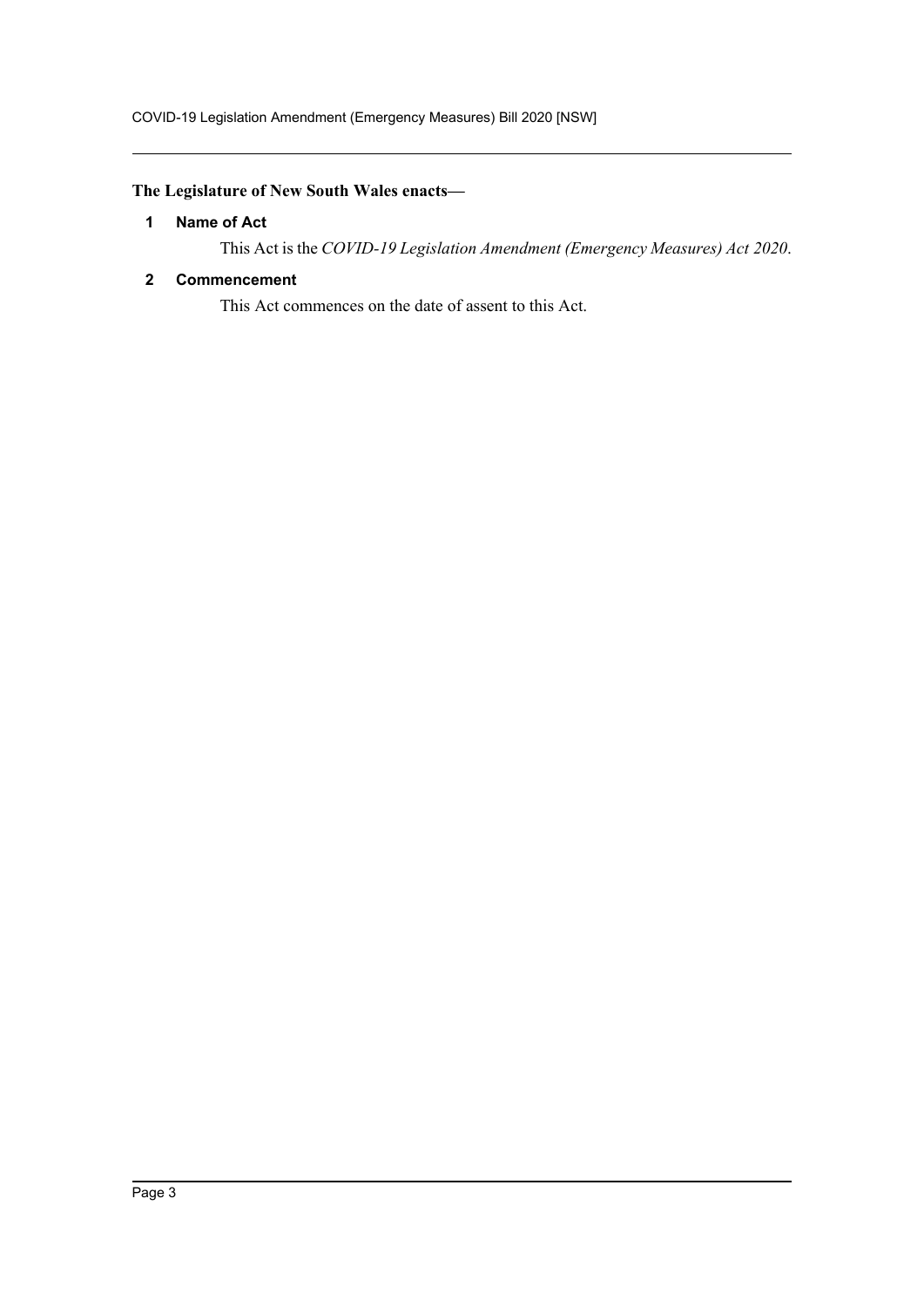**The Legislature of New South Wales enacts—**

## 1 Name of Act

This Act is the *COVID-19 Legislation Amendment (Emergency Measures) Act 2020*.

## 2 Commencement

This Act commences on the date of assent to this Act.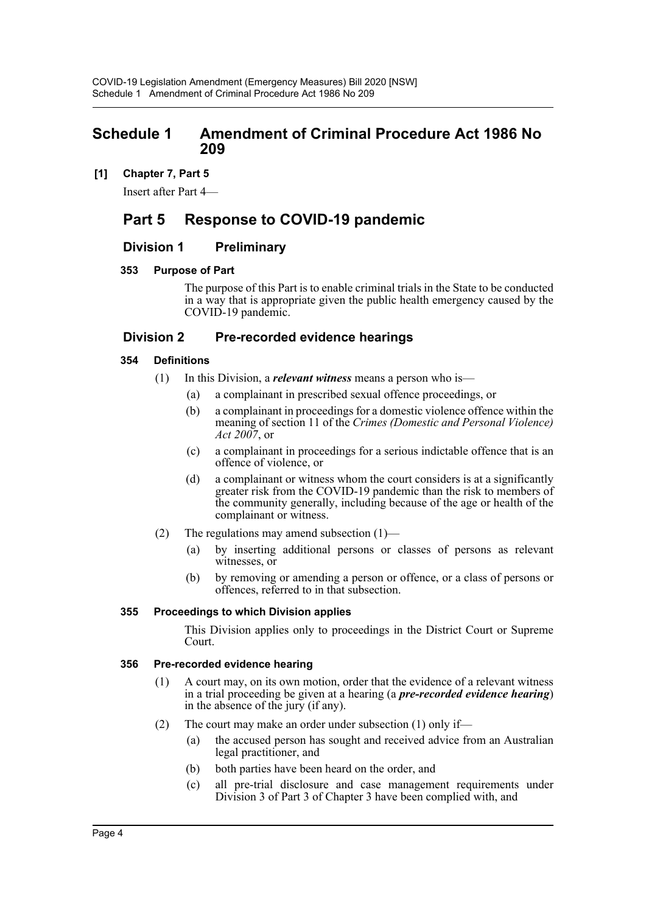# Schedule 1 Amendment of Criminal Procedure Act 1986 No 209

**[1] Chapter 7, Part 5**

Insert after Part 4—

## Part 5 Response to COVID-19 pandemic

### Division 1 Preliminary

**353 Purpose of Part**

The purpose of this Part is to enable criminal trials in the State to be conducted in a way that is appropriate given the public health emergency caused by the COVID-19 pandemic.

### Division 2 Pre-recorded evidence hearings

**354 Definitions**

(1) In this Division, a ***relevant witness*** means a person who is—

(a) a complainant in prescribed sexual offence proceedings, or

(b) a complainant in proceedings for a domestic violence offence within the meaning of section 11 of the *Crimes (Domestic and Personal Violence) Act 2007*, or

(c) a complainant in proceedings for a serious indictable offence that is an offence of violence, or

(d) a complainant or witness whom the court considers is at a significantly greater risk from the COVID-19 pandemic than the risk to members of the community generally, including because of the age or health of the complainant or witness.

(2) The regulations may amend subsection (1)—

(a) by inserting additional persons or classes of persons as relevant witnesses, or

(b) by removing or amending a person or offence, or a class of persons or offences, referred to in that subsection.

**355 Proceedings to which Division applies**

This Division applies only to proceedings in the District Court or Supreme Court.

**356 Pre-recorded evidence hearing**

(1) A court may, on its own motion, order that the evidence of a relevant witness in a trial proceeding be given at a hearing (a ***pre-recorded evidence hearing***) in the absence of the jury (if any).

(2) The court may make an order under subsection (1) only if—

(a) the accused person has sought and received advice from an Australian legal practitioner, and

(b) both parties have been heard on the order, and

(c) all pre-trial disclosure and case management requirements under Division 3 of Part 3 of Chapter 3 have been complied with, and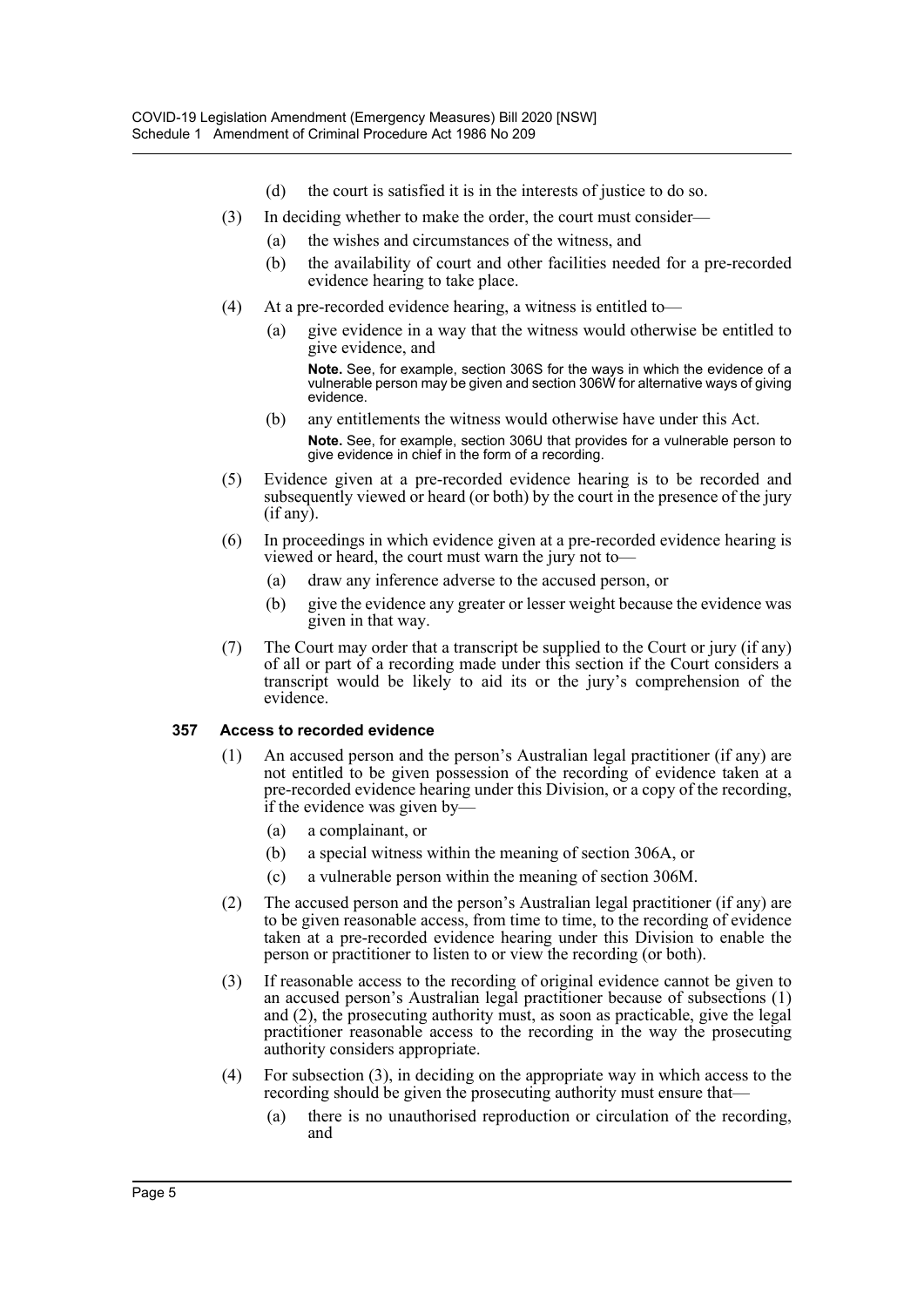(d) the court is satisfied it is in the interests of justice to do so.

(3) In deciding whether to make the order, the court must consider—

(a) the wishes and circumstances of the witness, and

(b) the availability of court and other facilities needed for a pre-recorded evidence hearing to take place.

(4) At a pre-recorded evidence hearing, a witness is entitled to—

(a) give evidence in a way that the witness would otherwise be entitled to give evidence, and

**Note.** See, for example, section 306S for the ways in which the evidence of a vulnerable person may be given and section 306W for alternative ways of giving evidence.

(b) any entitlements the witness would otherwise have under this Act.

**Note.** See, for example, section 306U that provides for a vulnerable person to give evidence in chief in the form of a recording.

(5) Evidence given at a pre-recorded evidence hearing is to be recorded and subsequently viewed or heard (or both) by the court in the presence of the jury (if any).

(6) In proceedings in which evidence given at a pre-recorded evidence hearing is viewed or heard, the court must warn the jury not to—

(a) draw any inference adverse to the accused person, or

(b) give the evidence any greater or lesser weight because the evidence was given in that way.

(7) The Court may order that a transcript be supplied to the Court or jury (if any) of all or part of a recording made under this section if the Court considers a transcript would be likely to aid its or the jury's comprehension of the evidence.

### 357 Access to recorded evidence

(1) An accused person and the person's Australian legal practitioner (if any) are not entitled to be given possession of the recording of evidence taken at a pre-recorded evidence hearing under this Division, or a copy of the recording, if the evidence was given by—

(a) a complainant, or

(b) a special witness within the meaning of section 306A, or

(c) a vulnerable person within the meaning of section 306M.

(2) The accused person and the person's Australian legal practitioner (if any) are to be given reasonable access, from time to time, to the recording of evidence taken at a pre-recorded evidence hearing under this Division to enable the person or practitioner to listen to or view the recording (or both).

(3) If reasonable access to the recording of original evidence cannot be given to an accused person's Australian legal practitioner because of subsections (1) and (2), the prosecuting authority must, as soon as practicable, give the legal practitioner reasonable access to the recording in the way the prosecuting authority considers appropriate.

(4) For subsection (3), in deciding on the appropriate way in which access to the recording should be given the prosecuting authority must ensure that—

(a) there is no unauthorised reproduction or circulation of the recording, and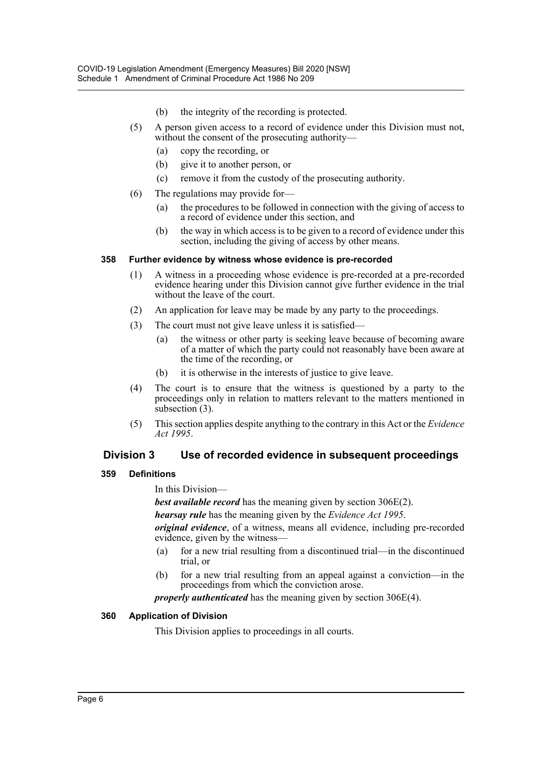(b) the integrity of the recording is protected.

(5) A person given access to a record of evidence under this Division must not, without the consent of the prosecuting authority—

(a) copy the recording, or

(b) give it to another person, or

(c) remove it from the custody of the prosecuting authority.

(6) The regulations may provide for—

(a) the procedures to be followed in connection with the giving of access to a record of evidence under this section, and

(b) the way in which access is to be given to a record of evidence under this section, including the giving of access by other means.

### 358 Further evidence by witness whose evidence is pre-recorded

(1) A witness in a proceeding whose evidence is pre-recorded at a pre-recorded evidence hearing under this Division cannot give further evidence in the trial without the leave of the court.

(2) An application for leave may be made by any party to the proceedings.

(3) The court must not give leave unless it is satisfied—

(a) the witness or other party is seeking leave because of becoming aware of a matter of which the party could not reasonably have been aware at the time of the recording, or

(b) it is otherwise in the interests of justice to give leave.

(4) The court is to ensure that the witness is questioned by a party to the proceedings only in relation to matters relevant to the matters mentioned in subsection (3).

(5) This section applies despite anything to the contrary in this Act or the *Evidence Act 1995*.

## Division 3 Use of recorded evidence in subsequent proceedings

### 359 Definitions

In this Division—

***best available record*** has the meaning given by section 306E(2).

***hearsay rule*** has the meaning given by the *Evidence Act 1995*.

***original evidence***, of a witness, means all evidence, including pre-recorded evidence, given by the witness—

(a) for a new trial resulting from a discontinued trial—in the discontinued trial, or

(b) for a new trial resulting from an appeal against a conviction—in the proceedings from which the conviction arose.

***properly authenticated*** has the meaning given by section 306E(4).

### 360 Application of Division

This Division applies to proceedings in all courts.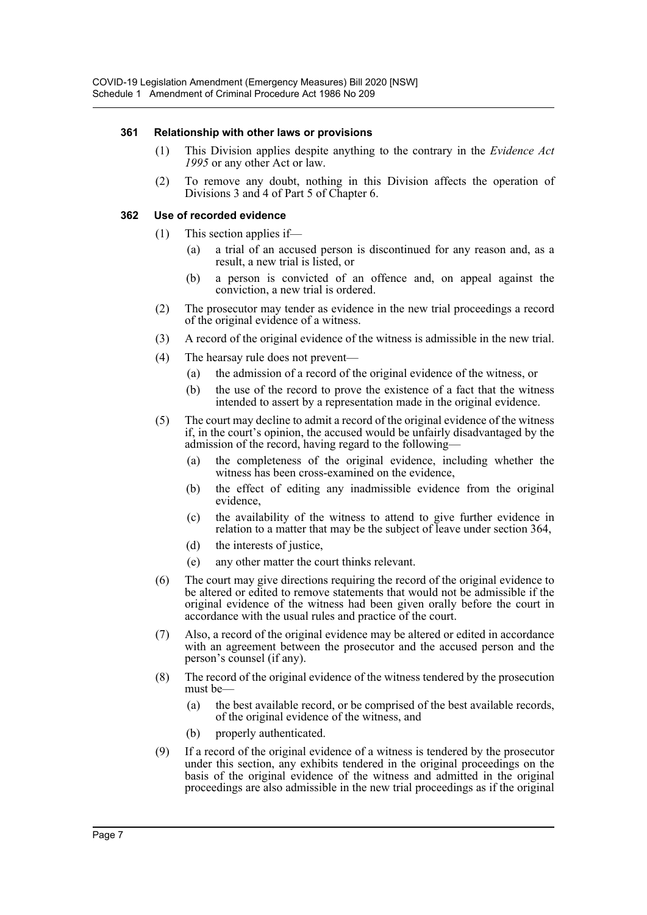#### 361 Relationship with other laws or provisions

(1) This Division applies despite anything to the contrary in the *Evidence Act 1995* or any other Act or law.

(2) To remove any doubt, nothing in this Division affects the operation of Divisions 3 and 4 of Part 5 of Chapter 6.

#### 362 Use of recorded evidence

(1) This section applies if—

  (a) a trial of an accused person is discontinued for any reason and, as a result, a new trial is listed, or

  (b) a person is convicted of an offence and, on appeal against the conviction, a new trial is ordered.

(2) The prosecutor may tender as evidence in the new trial proceedings a record of the original evidence of a witness.

(3) A record of the original evidence of the witness is admissible in the new trial.

(4) The hearsay rule does not prevent—

  (a) the admission of a record of the original evidence of the witness, or

  (b) the use of the record to prove the existence of a fact that the witness intended to assert by a representation made in the original evidence.

(5) The court may decline to admit a record of the original evidence of the witness if, in the court's opinion, the accused would be unfairly disadvantaged by the admission of the record, having regard to the following—

  (a) the completeness of the original evidence, including whether the witness has been cross-examined on the evidence,

  (b) the effect of editing any inadmissible evidence from the original evidence,

  (c) the availability of the witness to attend to give further evidence in relation to a matter that may be the subject of leave under section 364,

  (d) the interests of justice,

  (e) any other matter the court thinks relevant.

(6) The court may give directions requiring the record of the original evidence to be altered or edited to remove statements that would not be admissible if the original evidence of the witness had been given orally before the court in accordance with the usual rules and practice of the court.

(7) Also, a record of the original evidence may be altered or edited in accordance with an agreement between the prosecutor and the accused person and the person's counsel (if any).

(8) The record of the original evidence of the witness tendered by the prosecution must be—

  (a) the best available record, or be comprised of the best available records, of the original evidence of the witness, and

  (b) properly authenticated.

(9) If a record of the original evidence of a witness is tendered by the prosecutor under this section, any exhibits tendered in the original proceedings on the basis of the original evidence of the witness and admitted in the original proceedings are also admissible in the new trial proceedings as if the original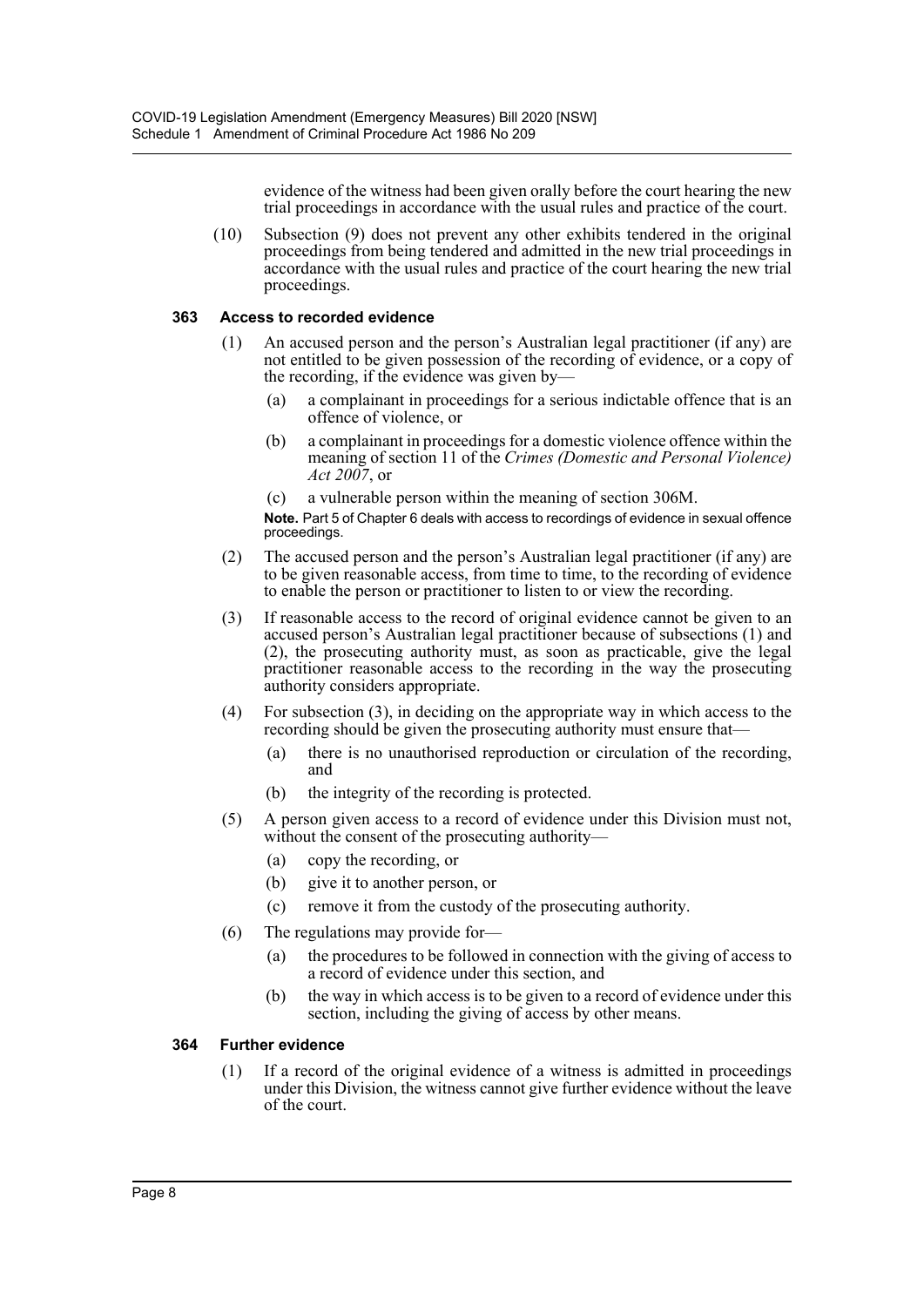evidence of the witness had been given orally before the court hearing the new trial proceedings in accordance with the usual rules and practice of the court.

(10) Subsection (9) does not prevent any other exhibits tendered in the original proceedings from being tendered and admitted in the new trial proceedings in accordance with the usual rules and practice of the court hearing the new trial proceedings.

#### 363 Access to recorded evidence

(1) An accused person and the person's Australian legal practitioner (if any) are not entitled to be given possession of the recording of evidence, or a copy of the recording, if the evidence was given by—

- (a) a complainant in proceedings for a serious indictable offence that is an offence of violence, or
- (b) a complainant in proceedings for a domestic violence offence within the meaning of section 11 of the *Crimes (Domestic and Personal Violence) Act 2007*, or
- (c) a vulnerable person within the meaning of section 306M.

**Note.** Part 5 of Chapter 6 deals with access to recordings of evidence in sexual offence proceedings.

(2) The accused person and the person's Australian legal practitioner (if any) are to be given reasonable access, from time to time, to the recording of evidence to enable the person or practitioner to listen to or view the recording.

(3) If reasonable access to the record of original evidence cannot be given to an accused person's Australian legal practitioner because of subsections (1) and (2), the prosecuting authority must, as soon as practicable, give the legal practitioner reasonable access to the recording in the way the prosecuting authority considers appropriate.

(4) For subsection (3), in deciding on the appropriate way in which access to the recording should be given the prosecuting authority must ensure that—

- (a) there is no unauthorised reproduction or circulation of the recording, and
- (b) the integrity of the recording is protected.

(5) A person given access to a record of evidence under this Division must not, without the consent of the prosecuting authority—

- (a) copy the recording, or
- (b) give it to another person, or
- (c) remove it from the custody of the prosecuting authority.

(6) The regulations may provide for—

- (a) the procedures to be followed in connection with the giving of access to a record of evidence under this section, and
- (b) the way in which access is to be given to a record of evidence under this section, including the giving of access by other means.

#### 364 Further evidence

(1) If a record of the original evidence of a witness is admitted in proceedings under this Division, the witness cannot give further evidence without the leave of the court.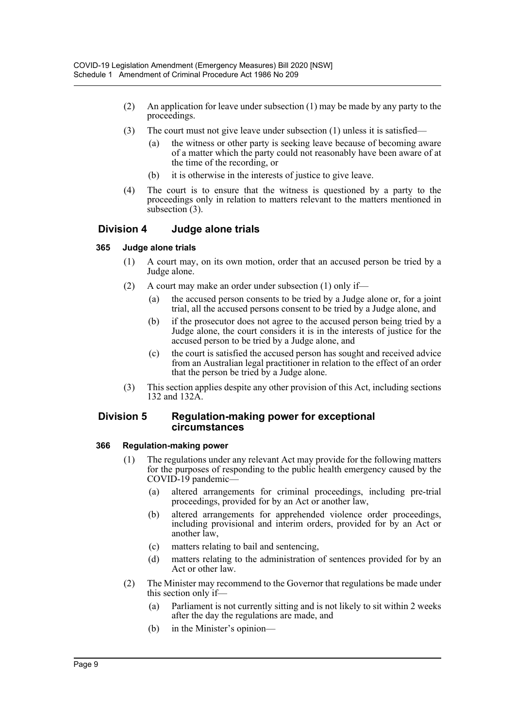(2) An application for leave under subsection (1) may be made by any party to the proceedings.

(3) The court must not give leave under subsection (1) unless it is satisfied—

(a) the witness or other party is seeking leave because of becoming aware of a matter which the party could not reasonably have been aware of at the time of the recording, or

(b) it is otherwise in the interests of justice to give leave.

(4) The court is to ensure that the witness is questioned by a party to the proceedings only in relation to matters relevant to the matters mentioned in subsection (3).

## Division 4 Judge alone trials

### 365 Judge alone trials

(1) A court may, on its own motion, order that an accused person be tried by a Judge alone.

(2) A court may make an order under subsection (1) only if—

(a) the accused person consents to be tried by a Judge alone or, for a joint trial, all the accused persons consent to be tried by a Judge alone, and

(b) if the prosecutor does not agree to the accused person being tried by a Judge alone, the court considers it is in the interests of justice for the accused person to be tried by a Judge alone, and

(c) the court is satisfied the accused person has sought and received advice from an Australian legal practitioner in relation to the effect of an order that the person be tried by a Judge alone.

(3) This section applies despite any other provision of this Act, including sections 132 and 132A.

## Division 5 Regulation-making power for exceptional circumstances

### 366 Regulation-making power

(1) The regulations under any relevant Act may provide for the following matters for the purposes of responding to the public health emergency caused by the COVID-19 pandemic—

(a) altered arrangements for criminal proceedings, including pre-trial proceedings, provided for by an Act or another law,

(b) altered arrangements for apprehended violence order proceedings, including provisional and interim orders, provided for by an Act or another law,

(c) matters relating to bail and sentencing,

(d) matters relating to the administration of sentences provided for by an Act or other law.

(2) The Minister may recommend to the Governor that regulations be made under this section only if—

(a) Parliament is not currently sitting and is not likely to sit within 2 weeks after the day the regulations are made, and

(b) in the Minister's opinion—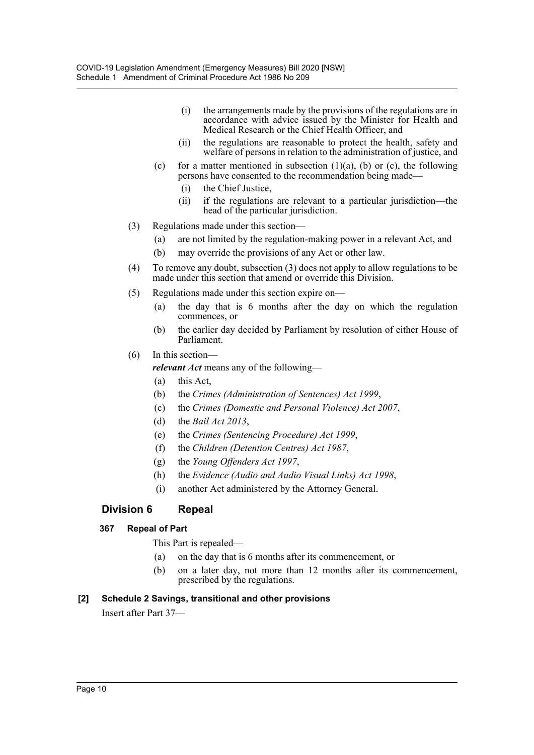(i) the arrangements made by the provisions of the regulations are in accordance with advice issued by the Minister for Health and Medical Research or the Chief Health Officer, and

(ii) the regulations are reasonable to protect the health, safety and welfare of persons in relation to the administration of justice, and

(c) for a matter mentioned in subsection (1)(a), (b) or (c), the following persons have consented to the recommendation being made—

(i) the Chief Justice,

(ii) if the regulations are relevant to a particular jurisdiction—the head of the particular jurisdiction.

(3) Regulations made under this section—

(a) are not limited by the regulation-making power in a relevant Act, and

(b) may override the provisions of any Act or other law.

(4) To remove any doubt, subsection (3) does not apply to allow regulations to be made under this section that amend or override this Division.

(5) Regulations made under this section expire on—

(a) the day that is 6 months after the day on which the regulation commences, or

(b) the earlier day decided by Parliament by resolution of either House of Parliament.

(6) In this section—

***relevant Act*** means any of the following—

(a) this Act,

(b) the *Crimes (Administration of Sentences) Act 1999*,

(c) the *Crimes (Domestic and Personal Violence) Act 2007*,

(d) the *Bail Act 2013*,

(e) the *Crimes (Sentencing Procedure) Act 1999*,

(f) the *Children (Detention Centres) Act 1987*,

(g) the *Young Offenders Act 1997*,

(h) the *Evidence (Audio and Audio Visual Links) Act 1998*,

(i) another Act administered by the Attorney General.

## Division 6 Repeal

### 367 Repeal of Part

This Part is repealed—

(a) on the day that is 6 months after its commencement, or

(b) on a later day, not more than 12 months after its commencement, prescribed by the regulations.

### [2] Schedule 2 Savings, transitional and other provisions

Insert after Part 37—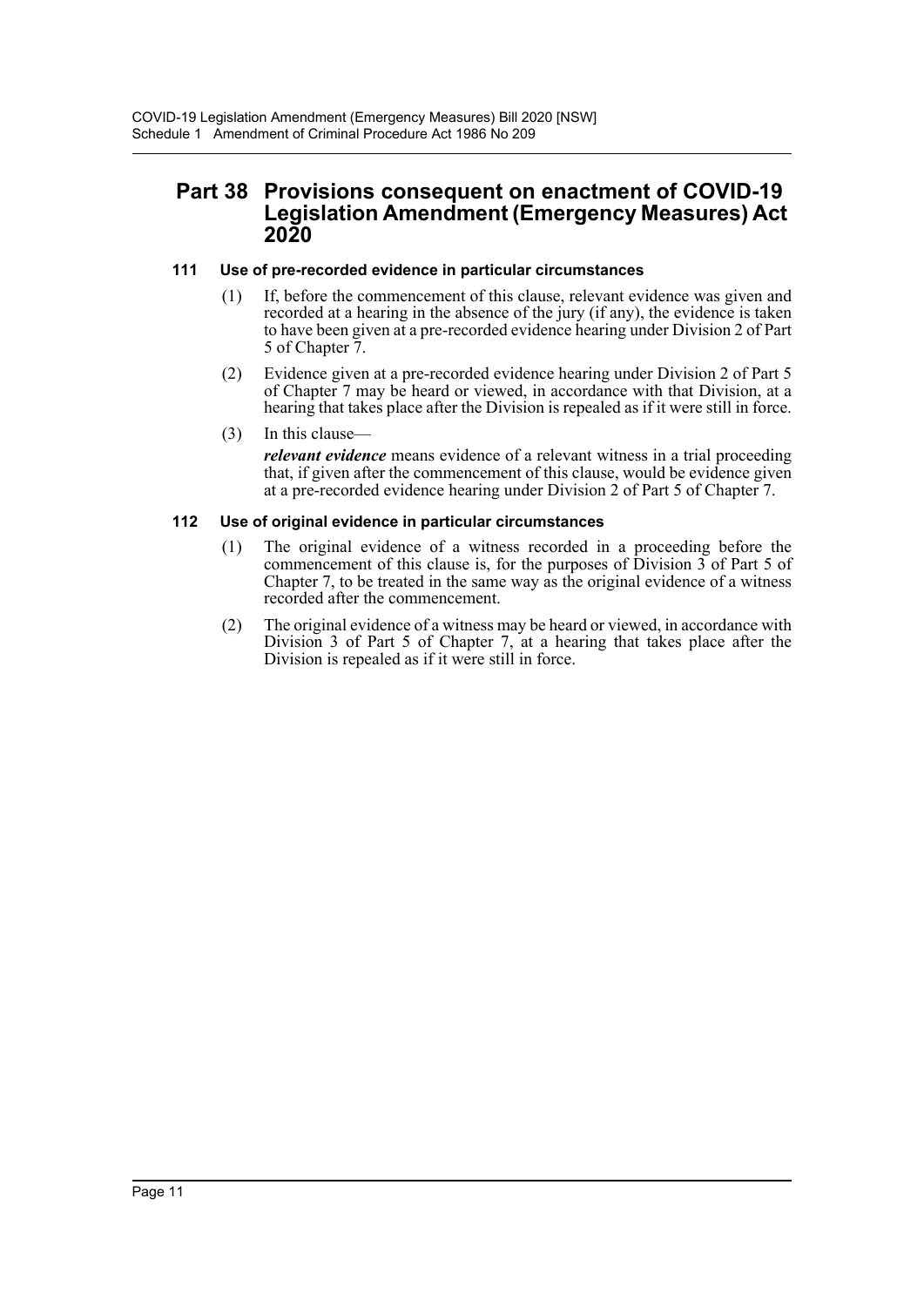## Part 38 Provisions consequent on enactment of COVID-19 Legislation Amendment (Emergency Measures) Act 2020

### 111 Use of pre-recorded evidence in particular circumstances

(1) If, before the commencement of this clause, relevant evidence was given and recorded at a hearing in the absence of the jury (if any), the evidence is taken to have been given at a pre-recorded evidence hearing under Division 2 of Part 5 of Chapter 7.

(2) Evidence given at a pre-recorded evidence hearing under Division 2 of Part 5 of Chapter 7 may be heard or viewed, in accordance with that Division, at a hearing that takes place after the Division is repealed as if it were still in force.

(3) In this clause—

***relevant evidence*** means evidence of a relevant witness in a trial proceeding that, if given after the commencement of this clause, would be evidence given at a pre-recorded evidence hearing under Division 2 of Part 5 of Chapter 7.

### 112 Use of original evidence in particular circumstances

(1) The original evidence of a witness recorded in a proceeding before the commencement of this clause is, for the purposes of Division 3 of Part 5 of Chapter 7, to be treated in the same way as the original evidence of a witness recorded after the commencement.

(2) The original evidence of a witness may be heard or viewed, in accordance with Division 3 of Part 5 of Chapter 7, at a hearing that takes place after the Division is repealed as if it were still in force.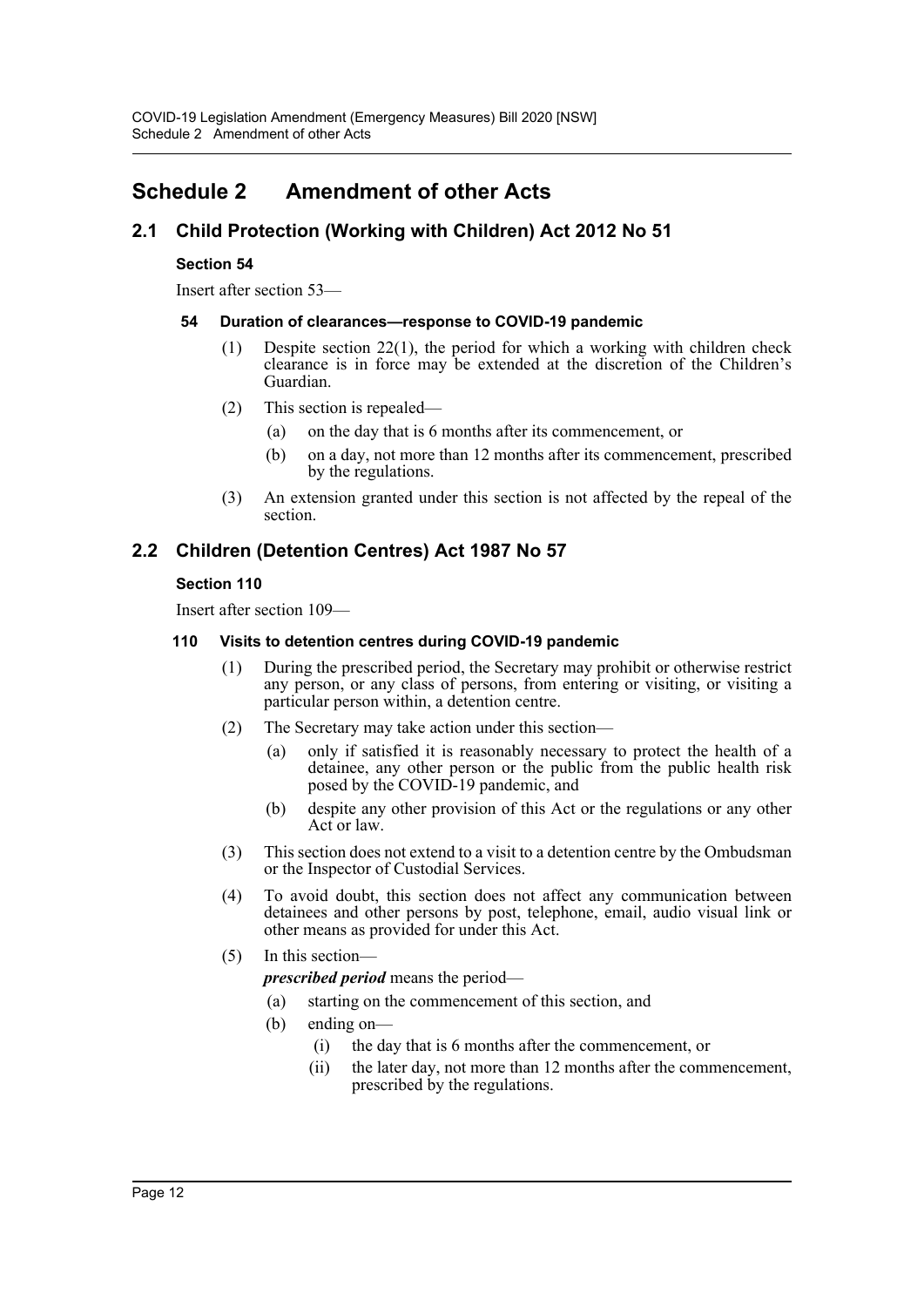# Schedule 2 Amendment of other Acts

## 2.1 Child Protection (Working with Children) Act 2012 No 51

**Section 54**

Insert after section 53—

**54 Duration of clearances—response to COVID-19 pandemic**

(1) Despite section 22(1), the period for which a working with children check clearance is in force may be extended at the discretion of the Children's Guardian.

(2) This section is repealed—

- (a) on the day that is 6 months after its commencement, or
- (b) on a day, not more than 12 months after its commencement, prescribed by the regulations.

(3) An extension granted under this section is not affected by the repeal of the section.

## 2.2 Children (Detention Centres) Act 1987 No 57

**Section 110**

Insert after section 109—

**110 Visits to detention centres during COVID-19 pandemic**

(1) During the prescribed period, the Secretary may prohibit or otherwise restrict any person, or any class of persons, from entering or visiting, or visiting a particular person within, a detention centre.

(2) The Secretary may take action under this section—

- (a) only if satisfied it is reasonably necessary to protect the health of a detainee, any other person or the public from the public health risk posed by the COVID-19 pandemic, and
- (b) despite any other provision of this Act or the regulations or any other Act or law.

(3) This section does not extend to a visit to a detention centre by the Ombudsman or the Inspector of Custodial Services.

(4) To avoid doubt, this section does not affect any communication between detainees and other persons by post, telephone, email, audio visual link or other means as provided for under this Act.

(5) In this section—

***prescribed period*** means the period—

- (a) starting on the commencement of this section, and
- (b) ending on—
  - (i) the day that is 6 months after the commencement, or
  - (ii) the later day, not more than 12 months after the commencement, prescribed by the regulations.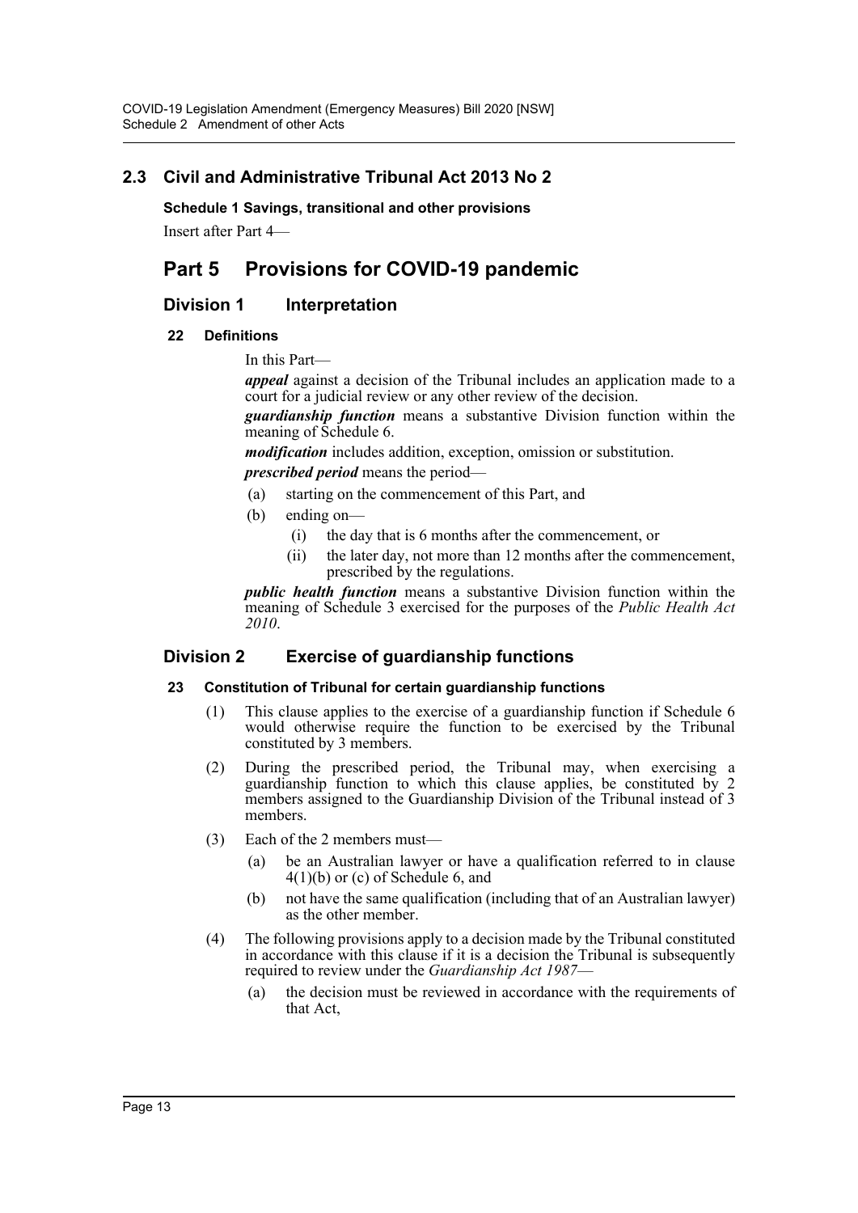## 2.3 Civil and Administrative Tribunal Act 2013 No 2

**Schedule 1 Savings, transitional and other provisions**

Insert after Part 4—

# Part 5 Provisions for COVID-19 pandemic

## Division 1 Interpretation

### 22 Definitions

In this Part—

***appeal*** against a decision of the Tribunal includes an application made to a court for a judicial review or any other review of the decision.

***guardianship function*** means a substantive Division function within the meaning of Schedule 6.

***modification*** includes addition, exception, omission or substitution.

***prescribed period*** means the period—

(a) starting on the commencement of this Part, and

(b) ending on—

(i) the day that is 6 months after the commencement, or

(ii) the later day, not more than 12 months after the commencement, prescribed by the regulations.

***public health function*** means a substantive Division function within the meaning of Schedule 3 exercised for the purposes of the *Public Health Act 2010*.

## Division 2 Exercise of guardianship functions

### 23 Constitution of Tribunal for certain guardianship functions

(1) This clause applies to the exercise of a guardianship function if Schedule 6 would otherwise require the function to be exercised by the Tribunal constituted by 3 members.

(2) During the prescribed period, the Tribunal may, when exercising a guardianship function to which this clause applies, be constituted by 2 members assigned to the Guardianship Division of the Tribunal instead of 3 members.

(3) Each of the 2 members must—

(a) be an Australian lawyer or have a qualification referred to in clause 4(1)(b) or (c) of Schedule 6, and

(b) not have the same qualification (including that of an Australian lawyer) as the other member.

(4) The following provisions apply to a decision made by the Tribunal constituted in accordance with this clause if it is a decision the Tribunal is subsequently required to review under the *Guardianship Act 1987*—

(a) the decision must be reviewed in accordance with the requirements of that Act,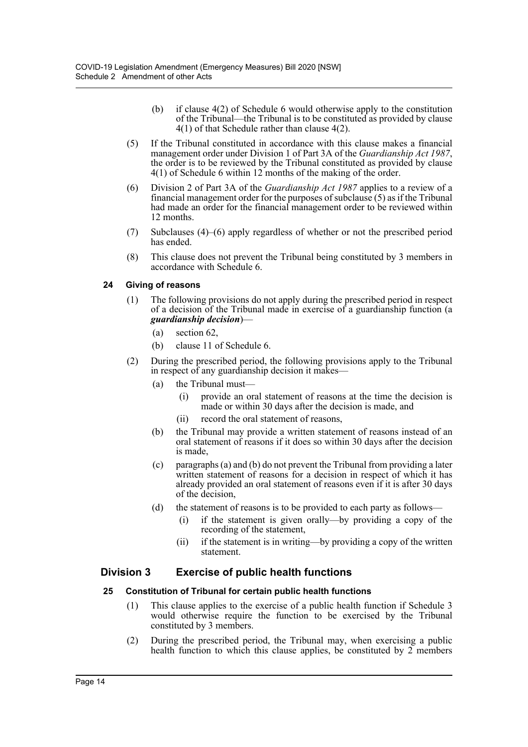(b) if clause 4(2) of Schedule 6 would otherwise apply to the constitution of the Tribunal—the Tribunal is to be constituted as provided by clause 4(1) of that Schedule rather than clause 4(2).

(5) If the Tribunal constituted in accordance with this clause makes a financial management order under Division 1 of Part 3A of the *Guardianship Act 1987*, the order is to be reviewed by the Tribunal constituted as provided by clause 4(1) of Schedule 6 within 12 months of the making of the order.

(6) Division 2 of Part 3A of the *Guardianship Act 1987* applies to a review of a financial management order for the purposes of subclause (5) as if the Tribunal had made an order for the financial management order to be reviewed within 12 months.

(7) Subclauses (4)–(6) apply regardless of whether or not the prescribed period has ended.

(8) This clause does not prevent the Tribunal being constituted by 3 members in accordance with Schedule 6.

#### 24 Giving of reasons

(1) The following provisions do not apply during the prescribed period in respect of a decision of the Tribunal made in exercise of a guardianship function (a ***guardianship decision***)—

- (a) section 62,
- (b) clause 11 of Schedule 6.

(2) During the prescribed period, the following provisions apply to the Tribunal in respect of any guardianship decision it makes—

- (a) the Tribunal must—
  - (i) provide an oral statement of reasons at the time the decision is made or within 30 days after the decision is made, and
  - (ii) record the oral statement of reasons,
- (b) the Tribunal may provide a written statement of reasons instead of an oral statement of reasons if it does so within 30 days after the decision is made,
- (c) paragraphs (a) and (b) do not prevent the Tribunal from providing a later written statement of reasons for a decision in respect of which it has already provided an oral statement of reasons even if it is after 30 days of the decision,
- (d) the statement of reasons is to be provided to each party as follows—
  - (i) if the statement is given orally—by providing a copy of the recording of the statement,
  - (ii) if the statement is in writing—by providing a copy of the written statement.

### Division 3 Exercise of public health functions

#### 25 Constitution of Tribunal for certain public health functions

(1) This clause applies to the exercise of a public health function if Schedule 3 would otherwise require the function to be exercised by the Tribunal constituted by 3 members.

(2) During the prescribed period, the Tribunal may, when exercising a public health function to which this clause applies, be constituted by 2 members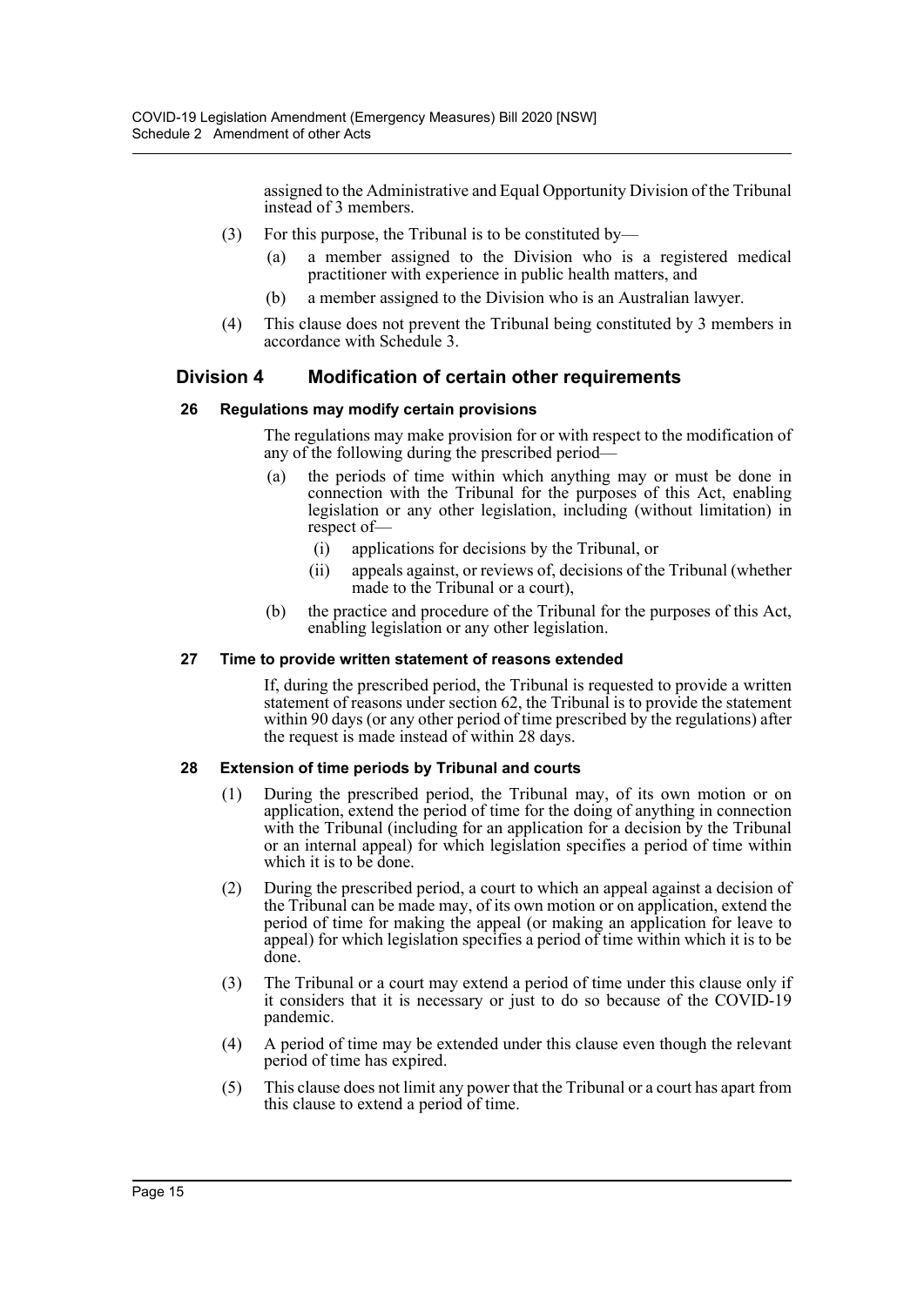assigned to the Administrative and Equal Opportunity Division of the Tribunal instead of 3 members.

(3) For this purpose, the Tribunal is to be constituted by—

(a) a member assigned to the Division who is a registered medical practitioner with experience in public health matters, and

(b) a member assigned to the Division who is an Australian lawyer.

(4) This clause does not prevent the Tribunal being constituted by 3 members in accordance with Schedule 3.

## Division 4 Modification of certain other requirements

### 26 Regulations may modify certain provisions

The regulations may make provision for or with respect to the modification of any of the following during the prescribed period—

(a) the periods of time within which anything may or must be done in connection with the Tribunal for the purposes of this Act, enabling legislation or any other legislation, including (without limitation) in respect of—

(i) applications for decisions by the Tribunal, or

(ii) appeals against, or reviews of, decisions of the Tribunal (whether made to the Tribunal or a court),

(b) the practice and procedure of the Tribunal for the purposes of this Act, enabling legislation or any other legislation.

### 27 Time to provide written statement of reasons extended

If, during the prescribed period, the Tribunal is requested to provide a written statement of reasons under section 62, the Tribunal is to provide the statement within 90 days (or any other period of time prescribed by the regulations) after the request is made instead of within 28 days.

### 28 Extension of time periods by Tribunal and courts

(1) During the prescribed period, the Tribunal may, of its own motion or on application, extend the period of time for the doing of anything in connection with the Tribunal (including for an application for a decision by the Tribunal or an internal appeal) for which legislation specifies a period of time within which it is to be done.

(2) During the prescribed period, a court to which an appeal against a decision of the Tribunal can be made may, of its own motion or on application, extend the period of time for making the appeal (or making an application for leave to appeal) for which legislation specifies a period of time within which it is to be done.

(3) The Tribunal or a court may extend a period of time under this clause only if it considers that it is necessary or just to do so because of the COVID-19 pandemic.

(4) A period of time may be extended under this clause even though the relevant period of time has expired.

(5) This clause does not limit any power that the Tribunal or a court has apart from this clause to extend a period of time.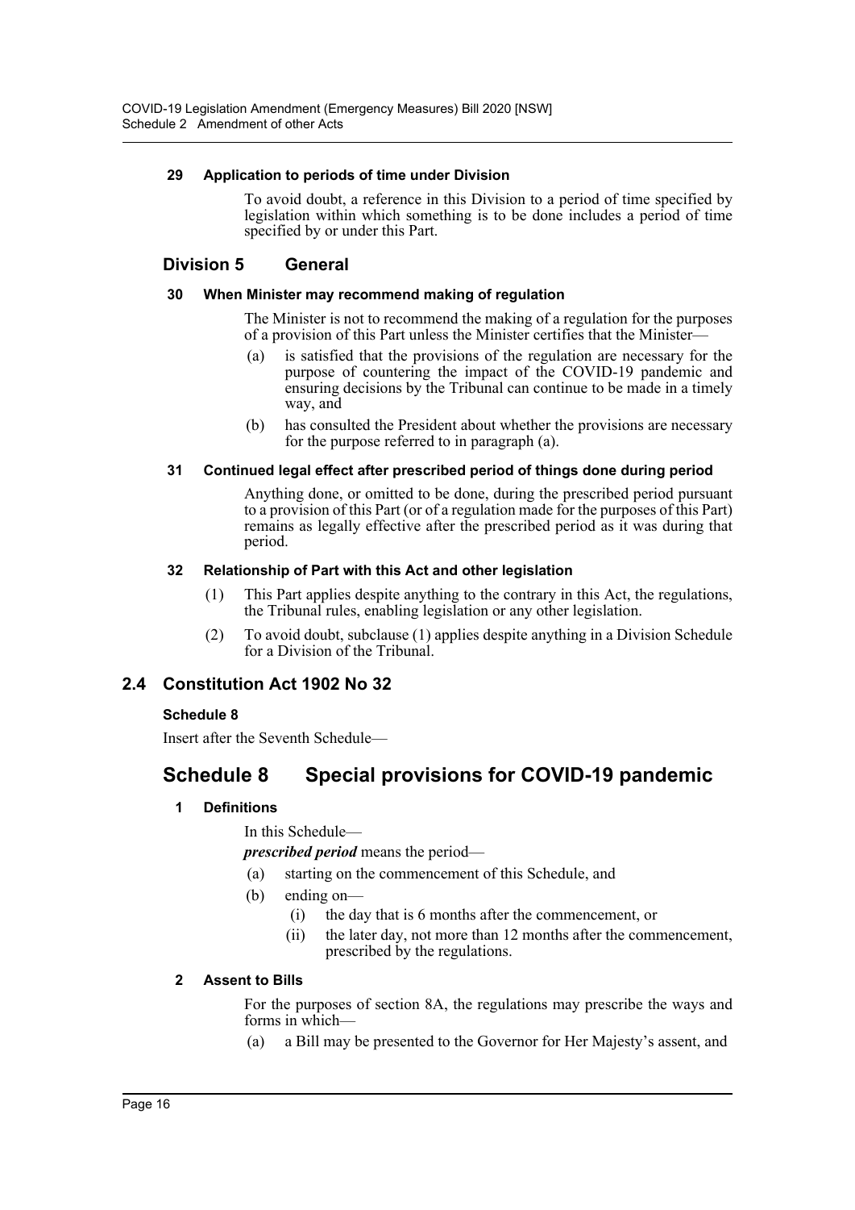#### 29 Application to periods of time under Division

To avoid doubt, a reference in this Division to a period of time specified by legislation within which something is to be done includes a period of time specified by or under this Part.

### Division 5 General

#### 30 When Minister may recommend making of regulation

The Minister is not to recommend the making of a regulation for the purposes of a provision of this Part unless the Minister certifies that the Minister—

(a) is satisfied that the provisions of the regulation are necessary for the purpose of countering the impact of the COVID-19 pandemic and ensuring decisions by the Tribunal can continue to be made in a timely way, and

(b) has consulted the President about whether the provisions are necessary for the purpose referred to in paragraph (a).

#### 31 Continued legal effect after prescribed period of things done during period

Anything done, or omitted to be done, during the prescribed period pursuant to a provision of this Part (or of a regulation made for the purposes of this Part) remains as legally effective after the prescribed period as it was during that period.

#### 32 Relationship of Part with this Act and other legislation

(1) This Part applies despite anything to the contrary in this Act, the regulations, the Tribunal rules, enabling legislation or any other legislation.

(2) To avoid doubt, subclause (1) applies despite anything in a Division Schedule for a Division of the Tribunal.

## 2.4 Constitution Act 1902 No 32

#### Schedule 8

Insert after the Seventh Schedule—

## Schedule 8 Special provisions for COVID-19 pandemic

#### 1 Definitions

In this Schedule—

***prescribed period*** means the period—

(a) starting on the commencement of this Schedule, and

(b) ending on—

(i) the day that is 6 months after the commencement, or

(ii) the later day, not more than 12 months after the commencement, prescribed by the regulations.

#### 2 Assent to Bills

For the purposes of section 8A, the regulations may prescribe the ways and forms in which—

(a) a Bill may be presented to the Governor for Her Majesty's assent, and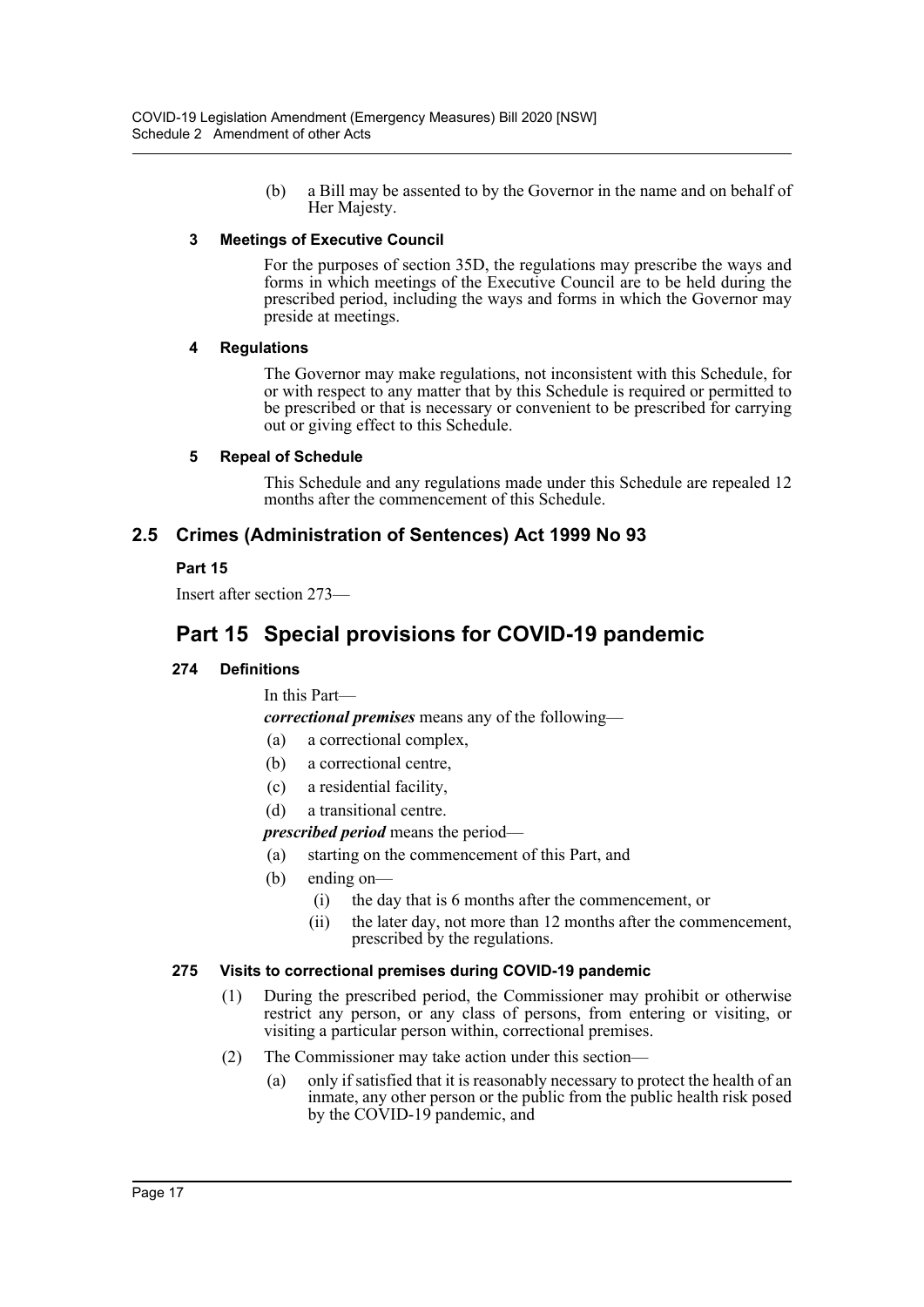(b) a Bill may be assented to by the Governor in the name and on behalf of Her Majesty.

**3 Meetings of Executive Council**

For the purposes of section 35D, the regulations may prescribe the ways and forms in which meetings of the Executive Council are to be held during the prescribed period, including the ways and forms in which the Governor may preside at meetings.

**4 Regulations**

The Governor may make regulations, not inconsistent with this Schedule, for or with respect to any matter that by this Schedule is required or permitted to be prescribed or that is necessary or convenient to be prescribed for carrying out or giving effect to this Schedule.

**5 Repeal of Schedule**

This Schedule and any regulations made under this Schedule are repealed 12 months after the commencement of this Schedule.

## 2.5 Crimes (Administration of Sentences) Act 1999 No 93

**Part 15**

Insert after section 273—

# Part 15 Special provisions for COVID-19 pandemic

**274 Definitions**

In this Part—

***correctional premises*** means any of the following—

(a) a correctional complex,

(b) a correctional centre,

(c) a residential facility,

(d) a transitional centre.

***prescribed period*** means the period—

(a) starting on the commencement of this Part, and

(b) ending on—

(i) the day that is 6 months after the commencement, or

(ii) the later day, not more than 12 months after the commencement, prescribed by the regulations.

**275 Visits to correctional premises during COVID-19 pandemic**

(1) During the prescribed period, the Commissioner may prohibit or otherwise restrict any person, or any class of persons, from entering or visiting, or visiting a particular person within, correctional premises.

(2) The Commissioner may take action under this section—

(a) only if satisfied that it is reasonably necessary to protect the health of an inmate, any other person or the public from the public health risk posed by the COVID-19 pandemic, and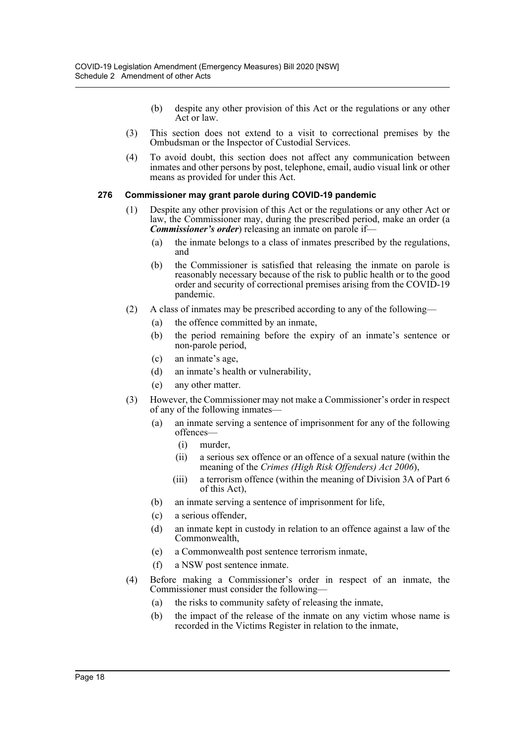(b) despite any other provision of this Act or the regulations or any other Act or law.

(3) This section does not extend to a visit to correctional premises by the Ombudsman or the Inspector of Custodial Services.

(4) To avoid doubt, this section does not affect any communication between inmates and other persons by post, telephone, email, audio visual link or other means as provided for under this Act.

### 276 Commissioner may grant parole during COVID-19 pandemic

(1) Despite any other provision of this Act or the regulations or any other Act or law, the Commissioner may, during the prescribed period, make an order (a ***Commissioner's order***) releasing an inmate on parole if—

(a) the inmate belongs to a class of inmates prescribed by the regulations, and

(b) the Commissioner is satisfied that releasing the inmate on parole is reasonably necessary because of the risk to public health or to the good order and security of correctional premises arising from the COVID-19 pandemic.

(2) A class of inmates may be prescribed according to any of the following—

(a) the offence committed by an inmate,

(b) the period remaining before the expiry of an inmate's sentence or non-parole period,

(c) an inmate's age,

(d) an inmate's health or vulnerability,

(e) any other matter.

(3) However, the Commissioner may not make a Commissioner's order in respect of any of the following inmates—

(a) an inmate serving a sentence of imprisonment for any of the following offences—

(i) murder,

(ii) a serious sex offence or an offence of a sexual nature (within the meaning of the *Crimes (High Risk Offenders) Act 2006*),

(iii) a terrorism offence (within the meaning of Division 3A of Part 6 of this Act),

(b) an inmate serving a sentence of imprisonment for life,

(c) a serious offender,

(d) an inmate kept in custody in relation to an offence against a law of the Commonwealth,

(e) a Commonwealth post sentence terrorism inmate,

(f) a NSW post sentence inmate.

(4) Before making a Commissioner's order in respect of an inmate, the Commissioner must consider the following—

(a) the risks to community safety of releasing the inmate,

(b) the impact of the release of the inmate on any victim whose name is recorded in the Victims Register in relation to the inmate,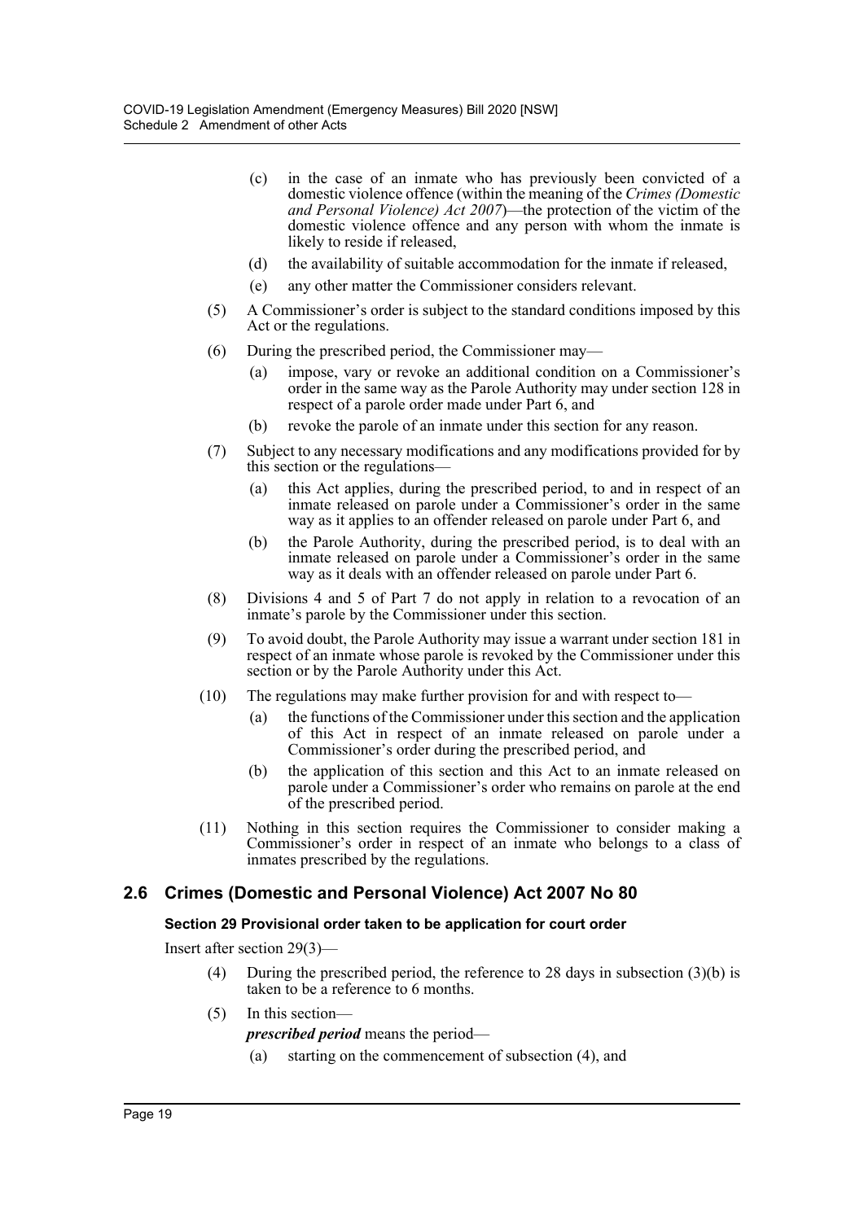(c) in the case of an inmate who has previously been convicted of a domestic violence offence (within the meaning of the *Crimes (Domestic and Personal Violence) Act 2007*)—the protection of the victim of the domestic violence offence and any person with whom the inmate is likely to reside if released,

(d) the availability of suitable accommodation for the inmate if released,

(e) any other matter the Commissioner considers relevant.

(5) A Commissioner's order is subject to the standard conditions imposed by this Act or the regulations.

(6) During the prescribed period, the Commissioner may—

(a) impose, vary or revoke an additional condition on a Commissioner's order in the same way as the Parole Authority may under section 128 in respect of a parole order made under Part 6, and

(b) revoke the parole of an inmate under this section for any reason.

(7) Subject to any necessary modifications and any modifications provided for by this section or the regulations—

(a) this Act applies, during the prescribed period, to and in respect of an inmate released on parole under a Commissioner's order in the same way as it applies to an offender released on parole under Part 6, and

(b) the Parole Authority, during the prescribed period, is to deal with an inmate released on parole under a Commissioner's order in the same way as it deals with an offender released on parole under Part 6.

(8) Divisions 4 and 5 of Part 7 do not apply in relation to a revocation of an inmate's parole by the Commissioner under this section.

(9) To avoid doubt, the Parole Authority may issue a warrant under section 181 in respect of an inmate whose parole is revoked by the Commissioner under this section or by the Parole Authority under this Act.

(10) The regulations may make further provision for and with respect to—

(a) the functions of the Commissioner under this section and the application of this Act in respect of an inmate released on parole under a Commissioner's order during the prescribed period, and

(b) the application of this section and this Act to an inmate released on parole under a Commissioner's order who remains on parole at the end of the prescribed period.

(11) Nothing in this section requires the Commissioner to consider making a Commissioner's order in respect of an inmate who belongs to a class of inmates prescribed by the regulations.

## 2.6 Crimes (Domestic and Personal Violence) Act 2007 No 80

### Section 29 Provisional order taken to be application for court order

Insert after section 29(3)—

(4) During the prescribed period, the reference to 28 days in subsection (3)(b) is taken to be a reference to 6 months.

(5) In this section—

***prescribed period*** means the period—

(a) starting on the commencement of subsection (4), and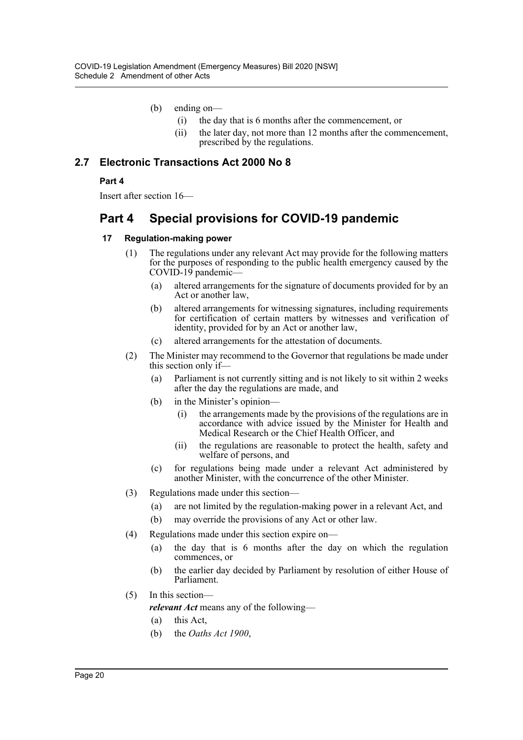(b) ending on—

(i) the day that is 6 months after the commencement, or

(ii) the later day, not more than 12 months after the commencement, prescribed by the regulations.

## 2.7 Electronic Transactions Act 2000 No 8

**Part 4**

Insert after section 16—

# Part 4 Special provisions for COVID-19 pandemic

### 17 Regulation-making power

(1) The regulations under any relevant Act may provide for the following matters for the purposes of responding to the public health emergency caused by the COVID-19 pandemic—

(a) altered arrangements for the signature of documents provided for by an Act or another law,

(b) altered arrangements for witnessing signatures, including requirements for certification of certain matters by witnesses and verification of identity, provided for by an Act or another law,

(c) altered arrangements for the attestation of documents.

(2) The Minister may recommend to the Governor that regulations be made under this section only if—

(a) Parliament is not currently sitting and is not likely to sit within 2 weeks after the day the regulations are made, and

(b) in the Minister's opinion—

(i) the arrangements made by the provisions of the regulations are in accordance with advice issued by the Minister for Health and Medical Research or the Chief Health Officer, and

(ii) the regulations are reasonable to protect the health, safety and welfare of persons, and

(c) for regulations being made under a relevant Act administered by another Minister, with the concurrence of the other Minister.

(3) Regulations made under this section—

(a) are not limited by the regulation-making power in a relevant Act, and

(b) may override the provisions of any Act or other law.

(4) Regulations made under this section expire on—

(a) the day that is 6 months after the day on which the regulation commences, or

(b) the earlier day decided by Parliament by resolution of either House of Parliament.

(5) In this section—

***relevant Act*** means any of the following—

(a) this Act,

(b) the *Oaths Act 1900*,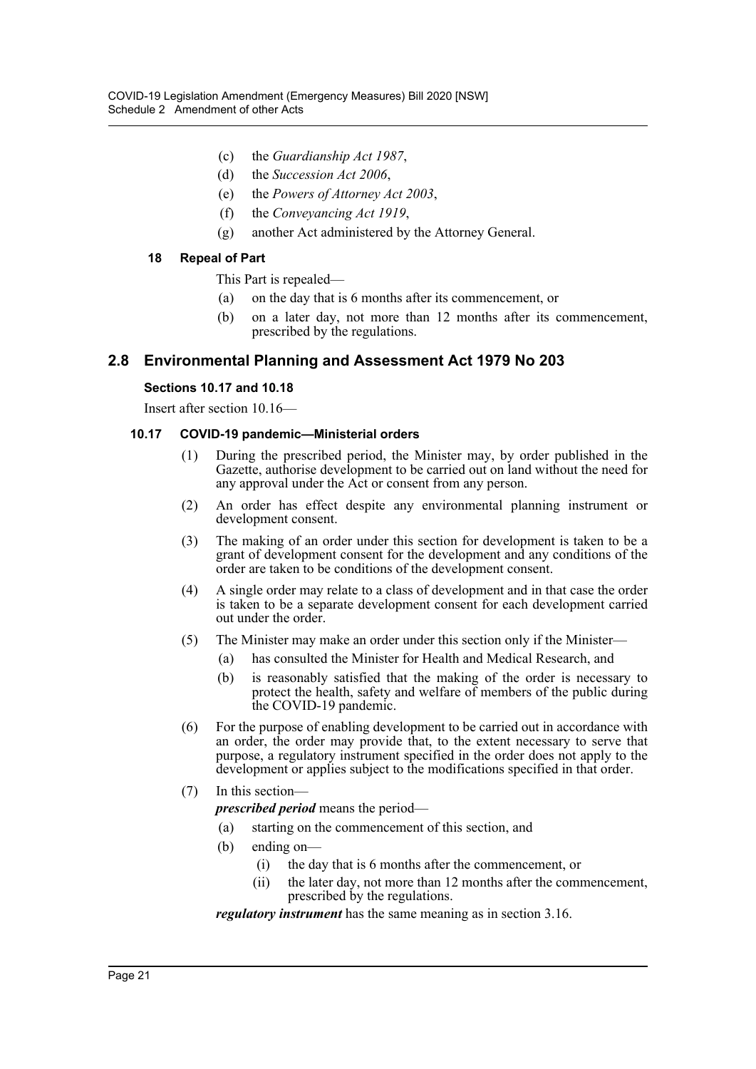(c) the *Guardianship Act 1987*,

(d) the *Succession Act 2006*,

(e) the *Powers of Attorney Act 2003*,

(f) the *Conveyancing Act 1919*,

(g) another Act administered by the Attorney General.

**18 Repeal of Part**

This Part is repealed—

(a) on the day that is 6 months after its commencement, or

(b) on a later day, not more than 12 months after its commencement, prescribed by the regulations.

## 2.8 Environmental Planning and Assessment Act 1979 No 203

### Sections 10.17 and 10.18

Insert after section 10.16—

**10.17 COVID-19 pandemic—Ministerial orders**

(1) During the prescribed period, the Minister may, by order published in the Gazette, authorise development to be carried out on land without the need for any approval under the Act or consent from any person.

(2) An order has effect despite any environmental planning instrument or development consent.

(3) The making of an order under this section for development is taken to be a grant of development consent for the development and any conditions of the order are taken to be conditions of the development consent.

(4) A single order may relate to a class of development and in that case the order is taken to be a separate development consent for each development carried out under the order.

(5) The Minister may make an order under this section only if the Minister—

(a) has consulted the Minister for Health and Medical Research, and

(b) is reasonably satisfied that the making of the order is necessary to protect the health, safety and welfare of members of the public during the COVID-19 pandemic.

(6) For the purpose of enabling development to be carried out in accordance with an order, the order may provide that, to the extent necessary to serve that purpose, a regulatory instrument specified in the order does not apply to the development or applies subject to the modifications specified in that order.

(7) In this section—

***prescribed period*** means the period—

(a) starting on the commencement of this section, and

(b) ending on—

(i) the day that is 6 months after the commencement, or

(ii) the later day, not more than 12 months after the commencement, prescribed by the regulations.

***regulatory instrument*** has the same meaning as in section 3.16.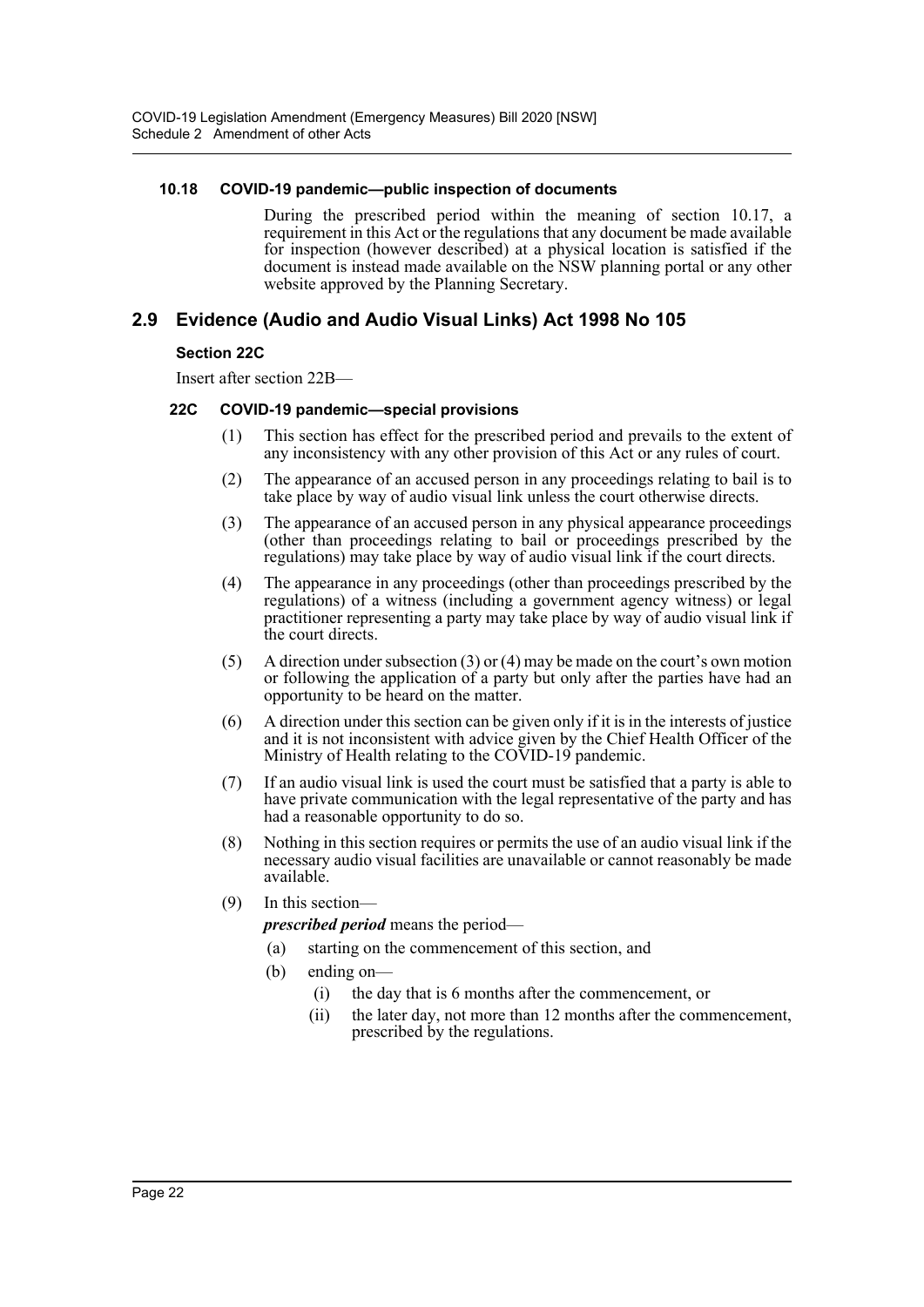### 10.18 COVID-19 pandemic—public inspection of documents

During the prescribed period within the meaning of section 10.17, a requirement in this Act or the regulations that any document be made available for inspection (however described) at a physical location is satisfied if the document is instead made available on the NSW planning portal or any other website approved by the Planning Secretary.

## 2.9 Evidence (Audio and Audio Visual Links) Act 1998 No 105

### Section 22C

Insert after section 22B—

### 22C COVID-19 pandemic—special provisions

(1) This section has effect for the prescribed period and prevails to the extent of any inconsistency with any other provision of this Act or any rules of court.

(2) The appearance of an accused person in any proceedings relating to bail is to take place by way of audio visual link unless the court otherwise directs.

(3) The appearance of an accused person in any physical appearance proceedings (other than proceedings relating to bail or proceedings prescribed by the regulations) may take place by way of audio visual link if the court directs.

(4) The appearance in any proceedings (other than proceedings prescribed by the regulations) of a witness (including a government agency witness) or legal practitioner representing a party may take place by way of audio visual link if the court directs.

(5) A direction under subsection (3) or (4) may be made on the court's own motion or following the application of a party but only after the parties have had an opportunity to be heard on the matter.

(6) A direction under this section can be given only if it is in the interests of justice and it is not inconsistent with advice given by the Chief Health Officer of the Ministry of Health relating to the COVID-19 pandemic.

(7) If an audio visual link is used the court must be satisfied that a party is able to have private communication with the legal representative of the party and has had a reasonable opportunity to do so.

(8) Nothing in this section requires or permits the use of an audio visual link if the necessary audio visual facilities are unavailable or cannot reasonably be made available.

(9) In this section—

***prescribed period*** means the period—

- (a) starting on the commencement of this section, and
- (b) ending on—
  - (i) the day that is 6 months after the commencement, or
  - (ii) the later day, not more than 12 months after the commencement, prescribed by the regulations.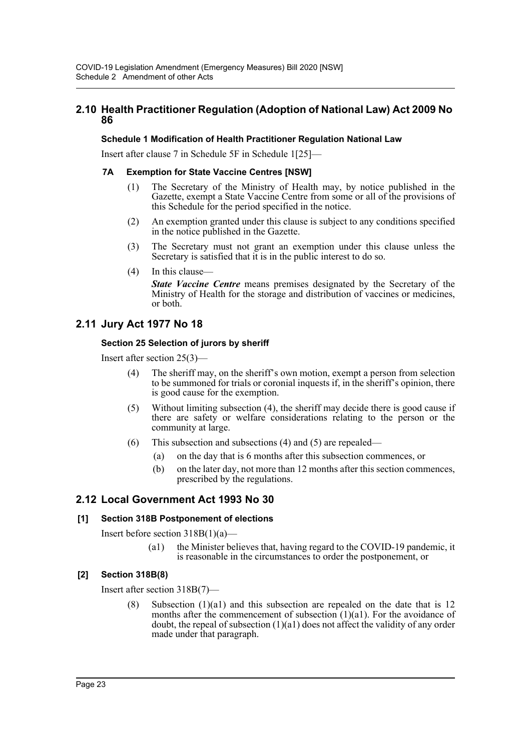## 2.10 Health Practitioner Regulation (Adoption of National Law) Act 2009 No 86

### Schedule 1 Modification of Health Practitioner Regulation National Law

Insert after clause 7 in Schedule 5F in Schedule 1[25]—

#### 7A Exemption for State Vaccine Centres [NSW]

(1) The Secretary of the Ministry of Health may, by notice published in the Gazette, exempt a State Vaccine Centre from some or all of the provisions of this Schedule for the period specified in the notice.

(2) An exemption granted under this clause is subject to any conditions specified in the notice published in the Gazette.

(3) The Secretary must not grant an exemption under this clause unless the Secretary is satisfied that it is in the public interest to do so.

(4) In this clause—

***State Vaccine Centre*** means premises designated by the Secretary of the Ministry of Health for the storage and distribution of vaccines or medicines, or both.

## 2.11 Jury Act 1977 No 18

### Section 25 Selection of jurors by sheriff

Insert after section 25(3)—

(4) The sheriff may, on the sheriff's own motion, exempt a person from selection to be summoned for trials or coronial inquests if, in the sheriff's opinion, there is good cause for the exemption.

(5) Without limiting subsection (4), the sheriff may decide there is good cause if there are safety or welfare considerations relating to the person or the community at large.

(6) This subsection and subsections (4) and (5) are repealed—

- (a) on the day that is 6 months after this subsection commences, or
- (b) on the later day, not more than 12 months after this section commences, prescribed by the regulations.

## 2.12 Local Government Act 1993 No 30

### [1] Section 318B Postponement of elections

Insert before section 318B(1)(a)—

(a1) the Minister believes that, having regard to the COVID-19 pandemic, it is reasonable in the circumstances to order the postponement, or

### [2] Section 318B(8)

Insert after section 318B(7)—

(8) Subsection (1)(a1) and this subsection are repealed on the date that is 12 months after the commencement of subsection (1)(a1). For the avoidance of doubt, the repeal of subsection (1)(a1) does not affect the validity of any order made under that paragraph.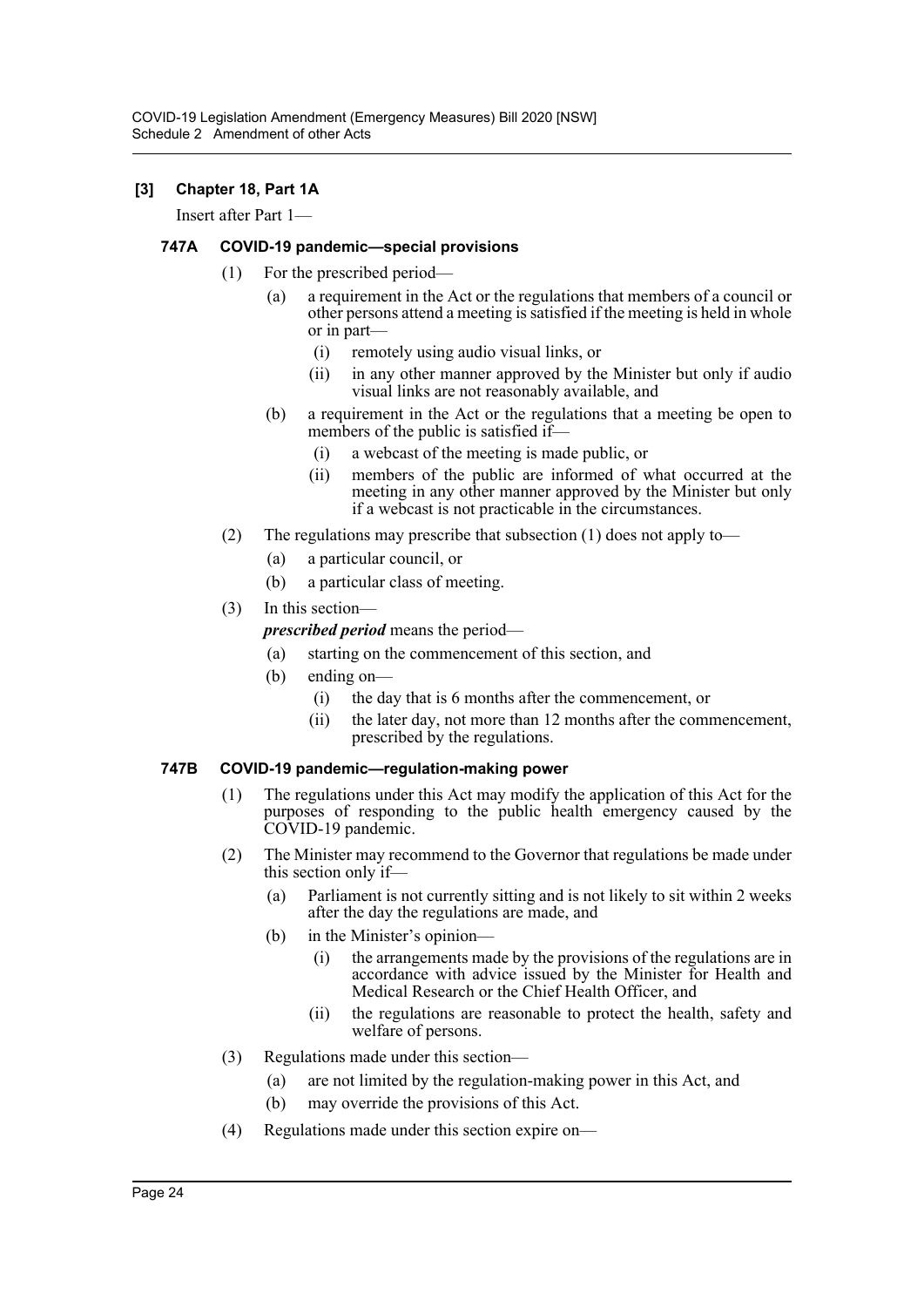**[3] Chapter 18, Part 1A**

Insert after Part 1—

**747A COVID-19 pandemic—special provisions**

(1) For the prescribed period—

(a) a requirement in the Act or the regulations that members of a council or other persons attend a meeting is satisfied if the meeting is held in whole or in part—

(i) remotely using audio visual links, or

(ii) in any other manner approved by the Minister but only if audio visual links are not reasonably available, and

(b) a requirement in the Act or the regulations that a meeting be open to members of the public is satisfied if—

(i) a webcast of the meeting is made public, or

(ii) members of the public are informed of what occurred at the meeting in any other manner approved by the Minister but only if a webcast is not practicable in the circumstances.

(2) The regulations may prescribe that subsection (1) does not apply to—

(a) a particular council, or

(b) a particular class of meeting.

(3) In this section—

***prescribed period*** means the period—

(a) starting on the commencement of this section, and

(b) ending on—

(i) the day that is 6 months after the commencement, or

(ii) the later day, not more than 12 months after the commencement, prescribed by the regulations.

**747B COVID-19 pandemic—regulation-making power**

(1) The regulations under this Act may modify the application of this Act for the purposes of responding to the public health emergency caused by the COVID-19 pandemic.

(2) The Minister may recommend to the Governor that regulations be made under this section only if—

(a) Parliament is not currently sitting and is not likely to sit within 2 weeks after the day the regulations are made, and

(b) in the Minister's opinion—

(i) the arrangements made by the provisions of the regulations are in accordance with advice issued by the Minister for Health and Medical Research or the Chief Health Officer, and

(ii) the regulations are reasonable to protect the health, safety and welfare of persons.

(3) Regulations made under this section—

(a) are not limited by the regulation-making power in this Act, and

(b) may override the provisions of this Act.

(4) Regulations made under this section expire on—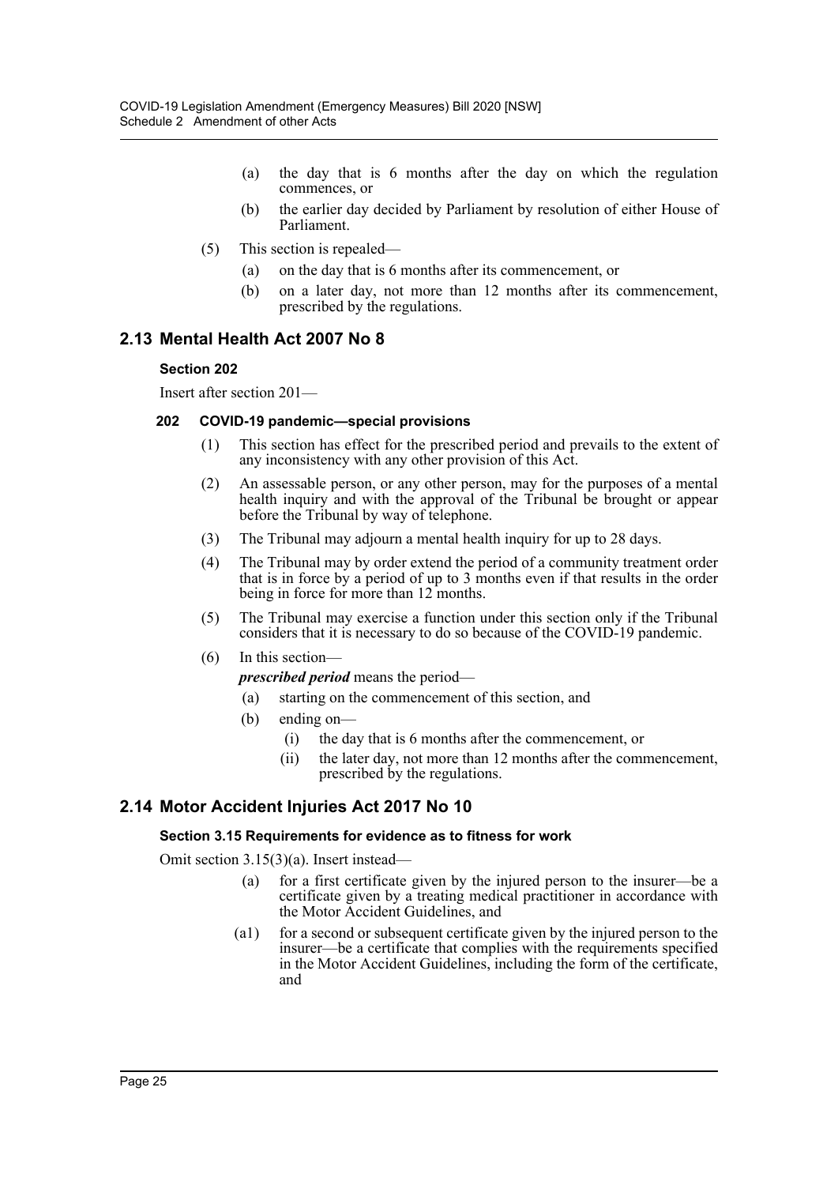(a) the day that is 6 months after the day on which the regulation commences, or

(b) the earlier day decided by Parliament by resolution of either House of Parliament.

(5) This section is repealed—

(a) on the day that is 6 months after its commencement, or

(b) on a later day, not more than 12 months after its commencement, prescribed by the regulations.

## 2.13 Mental Health Act 2007 No 8

### Section 202

Insert after section 201—

#### 202 COVID-19 pandemic—special provisions

(1) This section has effect for the prescribed period and prevails to the extent of any inconsistency with any other provision of this Act.

(2) An assessable person, or any other person, may for the purposes of a mental health inquiry and with the approval of the Tribunal be brought or appear before the Tribunal by way of telephone.

(3) The Tribunal may adjourn a mental health inquiry for up to 28 days.

(4) The Tribunal may by order extend the period of a community treatment order that is in force by a period of up to 3 months even if that results in the order being in force for more than 12 months.

(5) The Tribunal may exercise a function under this section only if the Tribunal considers that it is necessary to do so because of the COVID-19 pandemic.

(6) In this section—

***prescribed period*** means the period—

(a) starting on the commencement of this section, and

(b) ending on—

(i) the day that is 6 months after the commencement, or

(ii) the later day, not more than 12 months after the commencement, prescribed by the regulations.

## 2.14 Motor Accident Injuries Act 2017 No 10

### Section 3.15 Requirements for evidence as to fitness for work

Omit section 3.15(3)(a). Insert instead—

(a) for a first certificate given by the injured person to the insurer—be a certificate given by a treating medical practitioner in accordance with the Motor Accident Guidelines, and

(a1) for a second or subsequent certificate given by the injured person to the insurer—be a certificate that complies with the requirements specified in the Motor Accident Guidelines, including the form of the certificate, and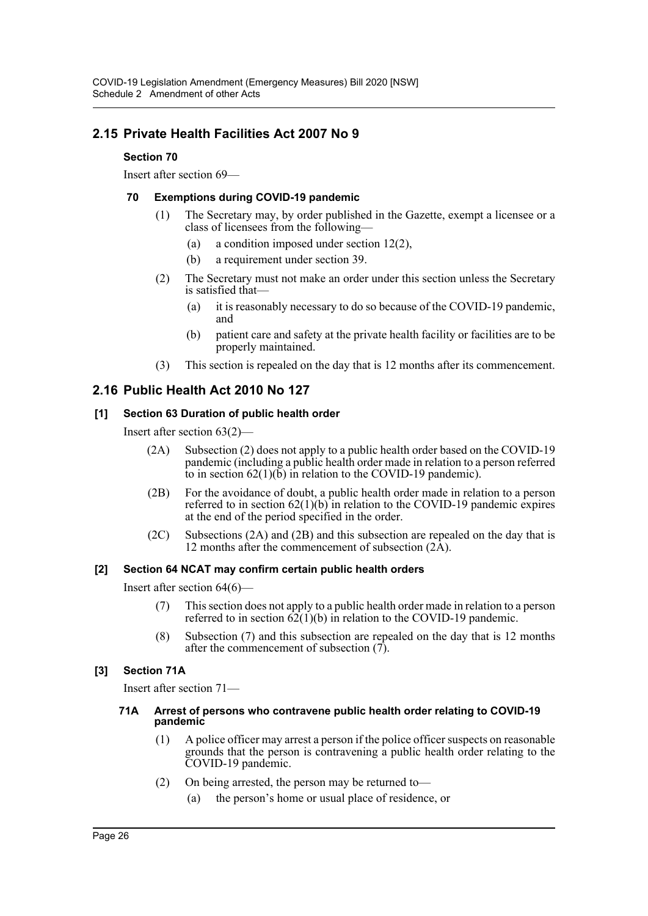## 2.15 Private Health Facilities Act 2007 No 9

### Section 70

Insert after section 69—

#### 70 Exemptions during COVID-19 pandemic

(1) The Secretary may, by order published in the Gazette, exempt a licensee or a class of licensees from the following—

(a) a condition imposed under section 12(2),

(b) a requirement under section 39.

(2) The Secretary must not make an order under this section unless the Secretary is satisfied that—

(a) it is reasonably necessary to do so because of the COVID-19 pandemic, and

(b) patient care and safety at the private health facility or facilities are to be properly maintained.

(3) This section is repealed on the day that is 12 months after its commencement.

## 2.16 Public Health Act 2010 No 127

### [1] Section 63 Duration of public health order

Insert after section 63(2)—

(2A) Subsection (2) does not apply to a public health order based on the COVID-19 pandemic (including a public health order made in relation to a person referred to in section 62(1)(b) in relation to the COVID-19 pandemic).

(2B) For the avoidance of doubt, a public health order made in relation to a person referred to in section 62(1)(b) in relation to the COVID-19 pandemic expires at the end of the period specified in the order.

(2C) Subsections (2A) and (2B) and this subsection are repealed on the day that is 12 months after the commencement of subsection (2A).

### [2] Section 64 NCAT may confirm certain public health orders

Insert after section 64(6)—

(7) This section does not apply to a public health order made in relation to a person referred to in section 62(1)(b) in relation to the COVID-19 pandemic.

(8) Subsection (7) and this subsection are repealed on the day that is 12 months after the commencement of subsection (7).

### [3] Section 71A

Insert after section 71—

#### 71A Arrest of persons who contravene public health order relating to COVID-19 pandemic

(1) A police officer may arrest a person if the police officer suspects on reasonable grounds that the person is contravening a public health order relating to the COVID-19 pandemic.

(2) On being arrested, the person may be returned to—

(a) the person's home or usual place of residence, or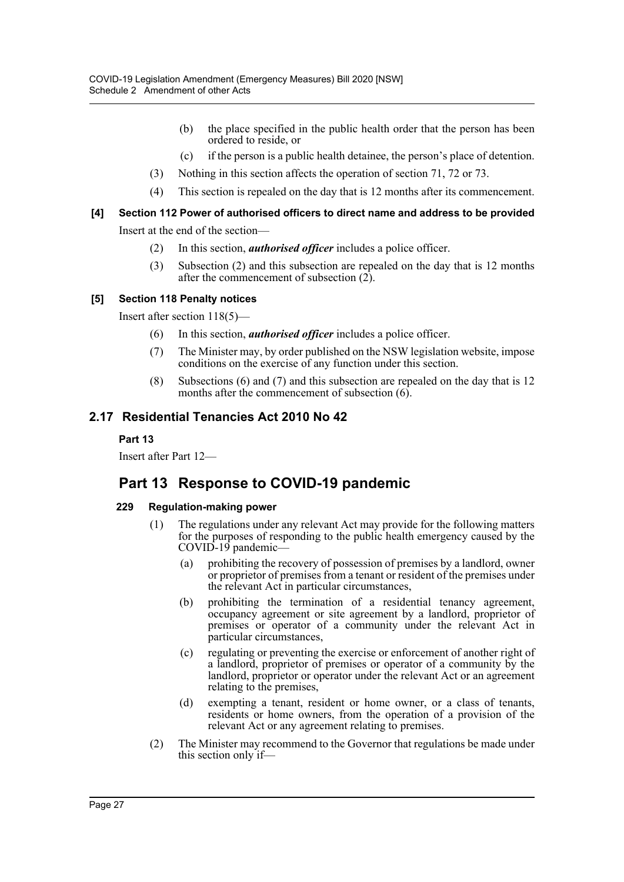(b) the place specified in the public health order that the person has been ordered to reside, or

(c) if the person is a public health detainee, the person's place of detention.

(3) Nothing in this section affects the operation of section 71, 72 or 73.

(4) This section is repealed on the day that is 12 months after its commencement.

**[4] Section 112 Power of authorised officers to direct name and address to be provided**

Insert at the end of the section—

(2) In this section, ***authorised officer*** includes a police officer.

(3) Subsection (2) and this subsection are repealed on the day that is 12 months after the commencement of subsection (2).

**[5] Section 118 Penalty notices**

Insert after section 118(5)—

(6) In this section, ***authorised officer*** includes a police officer.

(7) The Minister may, by order published on the NSW legislation website, impose conditions on the exercise of any function under this section.

(8) Subsections (6) and (7) and this subsection are repealed on the day that is 12 months after the commencement of subsection (6).

## 2.17 Residential Tenancies Act 2010 No 42

**Part 13**

Insert after Part 12—

# Part 13 Response to COVID-19 pandemic

**229 Regulation-making power**

(1) The regulations under any relevant Act may provide for the following matters for the purposes of responding to the public health emergency caused by the COVID-19 pandemic—

(a) prohibiting the recovery of possession of premises by a landlord, owner or proprietor of premises from a tenant or resident of the premises under the relevant Act in particular circumstances,

(b) prohibiting the termination of a residential tenancy agreement, occupancy agreement or site agreement by a landlord, proprietor of premises or operator of a community under the relevant Act in particular circumstances,

(c) regulating or preventing the exercise or enforcement of another right of a landlord, proprietor of premises or operator of a community by the landlord, proprietor or operator under the relevant Act or an agreement relating to the premises,

(d) exempting a tenant, resident or home owner, or a class of tenants, residents or home owners, from the operation of a provision of the relevant Act or any agreement relating to premises.

(2) The Minister may recommend to the Governor that regulations be made under this section only if—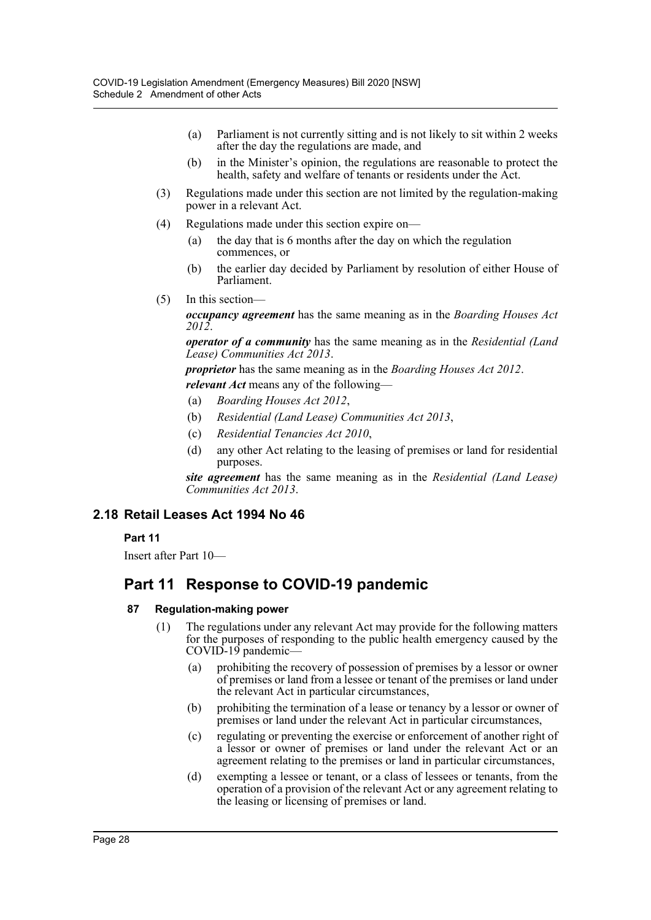(a) Parliament is not currently sitting and is not likely to sit within 2 weeks after the day the regulations are made, and

(b) in the Minister's opinion, the regulations are reasonable to protect the health, safety and welfare of tenants or residents under the Act.

(3) Regulations made under this section are not limited by the regulation-making power in a relevant Act.

(4) Regulations made under this section expire on—

(a) the day that is 6 months after the day on which the regulation commences, or

(b) the earlier day decided by Parliament by resolution of either House of Parliament.

(5) In this section—

***occupancy agreement*** has the same meaning as in the *Boarding Houses Act 2012*.

***operator of a community*** has the same meaning as in the *Residential (Land Lease) Communities Act 2013*.

***proprietor*** has the same meaning as in the *Boarding Houses Act 2012*.

***relevant Act*** means any of the following—

(a) *Boarding Houses Act 2012*,

(b) *Residential (Land Lease) Communities Act 2013*,

(c) *Residential Tenancies Act 2010*,

(d) any other Act relating to the leasing of premises or land for residential purposes.

***site agreement*** has the same meaning as in the *Residential (Land Lease) Communities Act 2013*.

## 2.18 Retail Leases Act 1994 No 46

**Part 11**

Insert after Part 10—

# Part 11 Response to COVID-19 pandemic

#### 87 Regulation-making power

(1) The regulations under any relevant Act may provide for the following matters for the purposes of responding to the public health emergency caused by the COVID-19 pandemic—

(a) prohibiting the recovery of possession of premises by a lessor or owner of premises or land from a lessee or tenant of the premises or land under the relevant Act in particular circumstances,

(b) prohibiting the termination of a lease or tenancy by a lessor or owner of premises or land under the relevant Act in particular circumstances,

(c) regulating or preventing the exercise or enforcement of another right of a lessor or owner of premises or land under the relevant Act or an agreement relating to the premises or land in particular circumstances,

(d) exempting a lessee or tenant, or a class of lessees or tenants, from the operation of a provision of the relevant Act or any agreement relating to the leasing or licensing of premises or land.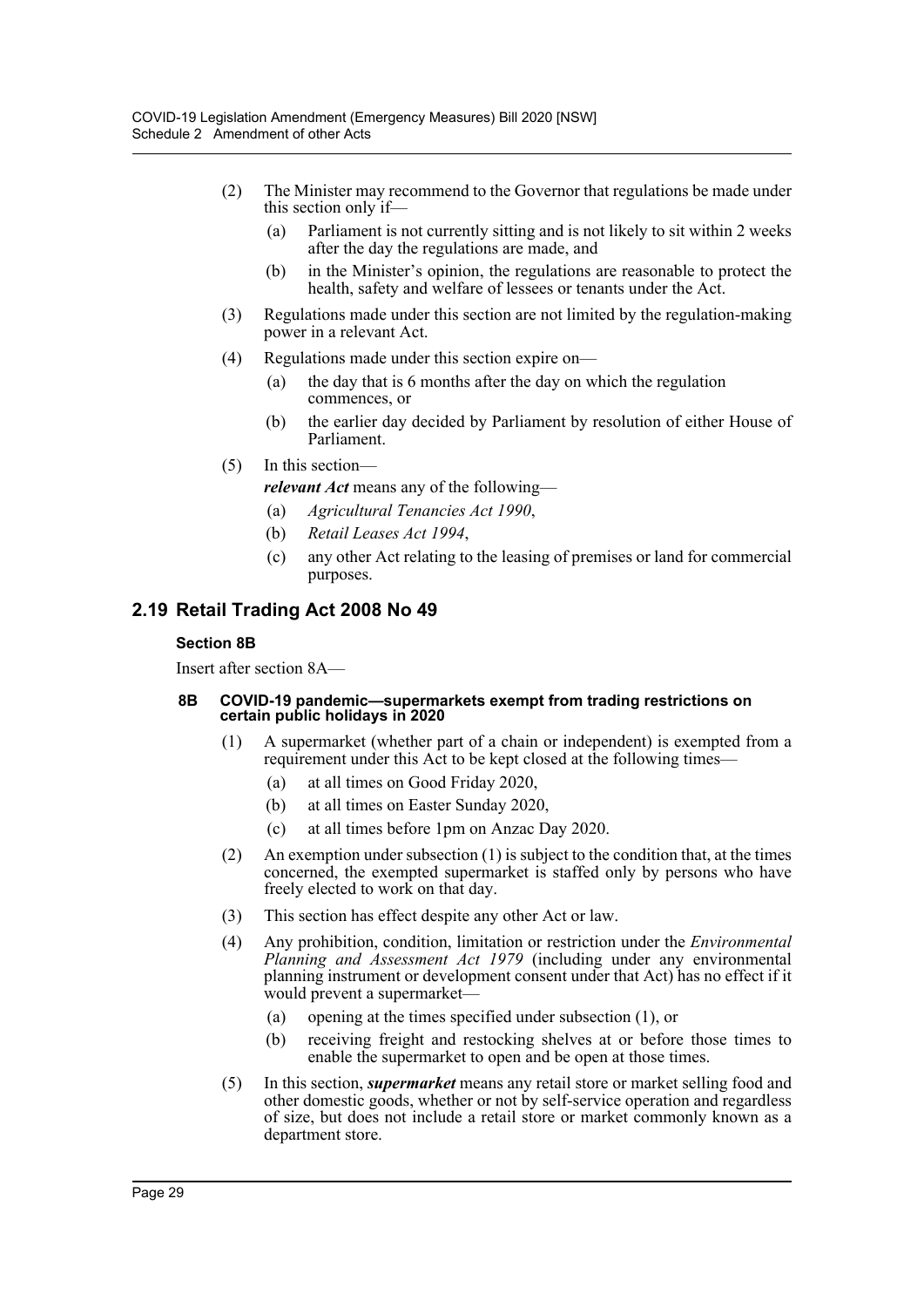(2) The Minister may recommend to the Governor that regulations be made under this section only if—

(a) Parliament is not currently sitting and is not likely to sit within 2 weeks after the day the regulations are made, and

(b) in the Minister's opinion, the regulations are reasonable to protect the health, safety and welfare of lessees or tenants under the Act.

(3) Regulations made under this section are not limited by the regulation-making power in a relevant Act.

(4) Regulations made under this section expire on—

(a) the day that is 6 months after the day on which the regulation commences, or

(b) the earlier day decided by Parliament by resolution of either House of Parliament.

(5) In this section—

***relevant Act*** means any of the following—

(a) *Agricultural Tenancies Act 1990*,

(b) *Retail Leases Act 1994*,

(c) any other Act relating to the leasing of premises or land for commercial purposes.

## 2.19 Retail Trading Act 2008 No 49

### Section 8B

Insert after section 8A—

#### 8B COVID-19 pandemic—supermarkets exempt from trading restrictions on certain public holidays in 2020

(1) A supermarket (whether part of a chain or independent) is exempted from a requirement under this Act to be kept closed at the following times—

(a) at all times on Good Friday 2020,

(b) at all times on Easter Sunday 2020,

(c) at all times before 1pm on Anzac Day 2020.

(2) An exemption under subsection (1) is subject to the condition that, at the times concerned, the exempted supermarket is staffed only by persons who have freely elected to work on that day.

(3) This section has effect despite any other Act or law.

(4) Any prohibition, condition, limitation or restriction under the *Environmental Planning and Assessment Act 1979* (including under any environmental planning instrument or development consent under that Act) has no effect if it would prevent a supermarket—

(a) opening at the times specified under subsection (1), or

(b) receiving freight and restocking shelves at or before those times to enable the supermarket to open and be open at those times.

(5) In this section, ***supermarket*** means any retail store or market selling food and other domestic goods, whether or not by self-service operation and regardless of size, but does not include a retail store or market commonly known as a department store.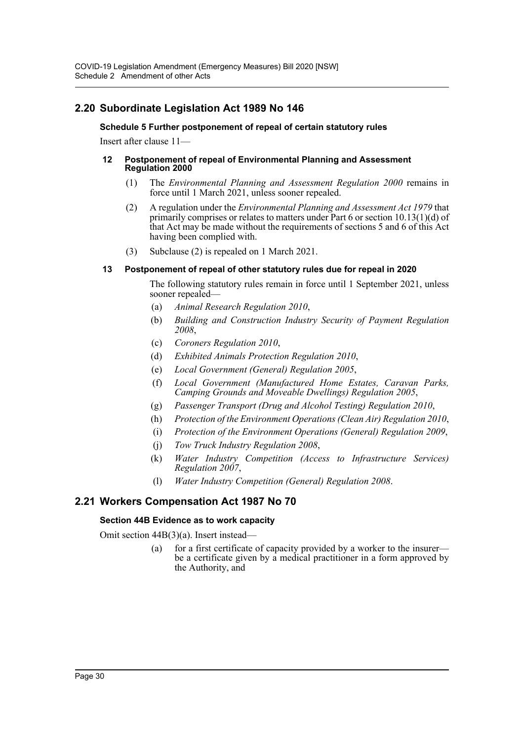## 2.20 Subordinate Legislation Act 1989 No 146

### Schedule 5 Further postponement of repeal of certain statutory rules

Insert after clause 11—

#### 12 Postponement of repeal of Environmental Planning and Assessment Regulation 2000

(1) The *Environmental Planning and Assessment Regulation 2000* remains in force until 1 March 2021, unless sooner repealed.

(2) A regulation under the *Environmental Planning and Assessment Act 1979* that primarily comprises or relates to matters under Part 6 or section 10.13(1)(d) of that Act may be made without the requirements of sections 5 and 6 of this Act having been complied with.

(3) Subclause (2) is repealed on 1 March 2021.

#### 13 Postponement of repeal of other statutory rules due for repeal in 2020

The following statutory rules remain in force until 1 September 2021, unless sooner repealed—

(a) *Animal Research Regulation 2010*,

(b) *Building and Construction Industry Security of Payment Regulation 2008*,

(c) *Coroners Regulation 2010*,

(d) *Exhibited Animals Protection Regulation 2010*,

(e) *Local Government (General) Regulation 2005*,

(f) *Local Government (Manufactured Home Estates, Caravan Parks, Camping Grounds and Moveable Dwellings) Regulation 2005*,

(g) *Passenger Transport (Drug and Alcohol Testing) Regulation 2010*,

(h) *Protection of the Environment Operations (Clean Air) Regulation 2010*,

(i) *Protection of the Environment Operations (General) Regulation 2009*,

(j) *Tow Truck Industry Regulation 2008*,

(k) *Water Industry Competition (Access to Infrastructure Services) Regulation 2007*,

(l) *Water Industry Competition (General) Regulation 2008*.

## 2.21 Workers Compensation Act 1987 No 70

### Section 44B Evidence as to work capacity

Omit section 44B(3)(a). Insert instead—

(a) for a first certificate of capacity provided by a worker to the insurer—be a certificate given by a medical practitioner in a form approved by the Authority, and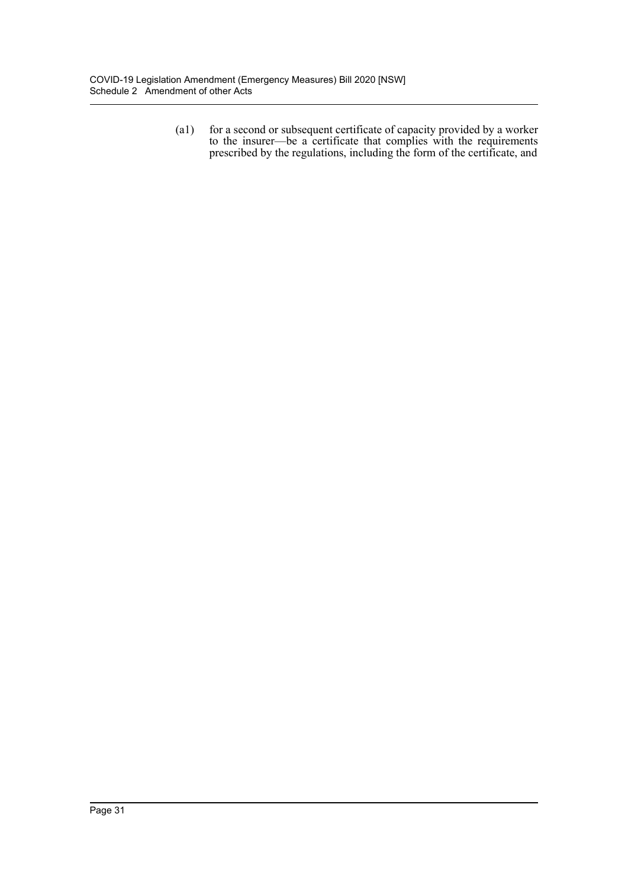(a1) for a second or subsequent certificate of capacity provided by a worker to the insurer—be a certificate that complies with the requirements prescribed by the regulations, including the form of the certificate, and